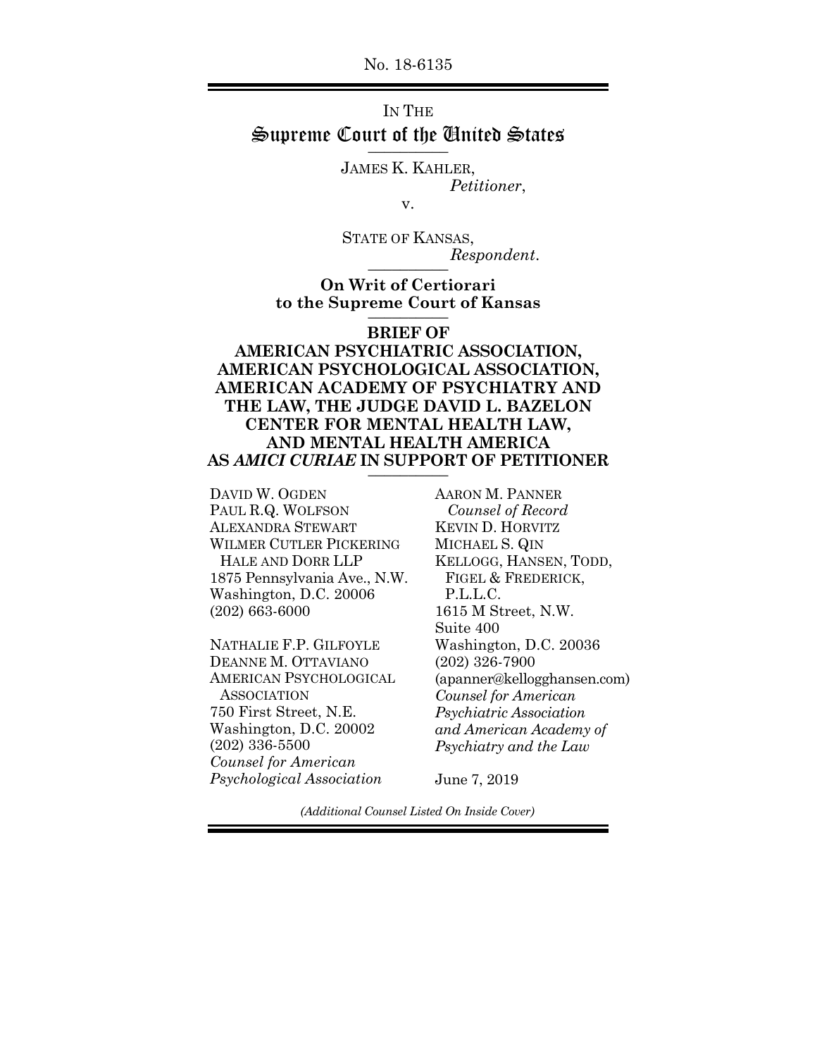No. 18-6135

IN THE

# Supreme Court of the United States

JAMES K. KAHLER,
*Petitioner*,

v.

STATE OF KANSAS,
*Respondent*.

**On Writ of Certiorari to the Supreme Court of Kansas**

**BRIEF OF AMERICAN PSYCHIATRIC ASSOCIATION, AMERICAN PSYCHOLOGICAL ASSOCIATION, AMERICAN ACADEMY OF PSYCHIATRY AND THE LAW, THE JUDGE DAVID L. BAZELON CENTER FOR MENTAL HEALTH LAW, AND MENTAL HEALTH AMERICA AS *AMICI CURIAE* IN SUPPORT OF PETITIONER**

DAVID W. OGDEN
PAUL R.Q. WOLFSON
ALEXANDRA STEWART
WILMER CUTLER PICKERING HALE AND DORR LLP
1875 Pennsylvania Ave., N.W.
Washington, D.C. 20006
(202) 663-6000

NATHALIE F.P. GILFOYLE
DEANNE M. OTTAVIANO
AMERICAN PSYCHOLOGICAL ASSOCIATION
750 First Street, N.E.
Washington, D.C. 20002
(202) 336-5500
*Counsel for American Psychological Association*

AARON M. PANNER
*Counsel of Record*
KEVIN D. HORVITZ
MICHAEL S. QIN
KELLOGG, HANSEN, TODD, FIGEL & FREDERICK, P.L.L.C.
1615 M Street, N.W.
Suite 400
Washington, D.C. 20036
(202) 326-7900
(apanner@kellogghansen.com)
*Counsel for American Psychiatric Association and American Academy of Psychiatry and the Law*

June 7, 2019

*(Additional Counsel Listed On Inside Cover)*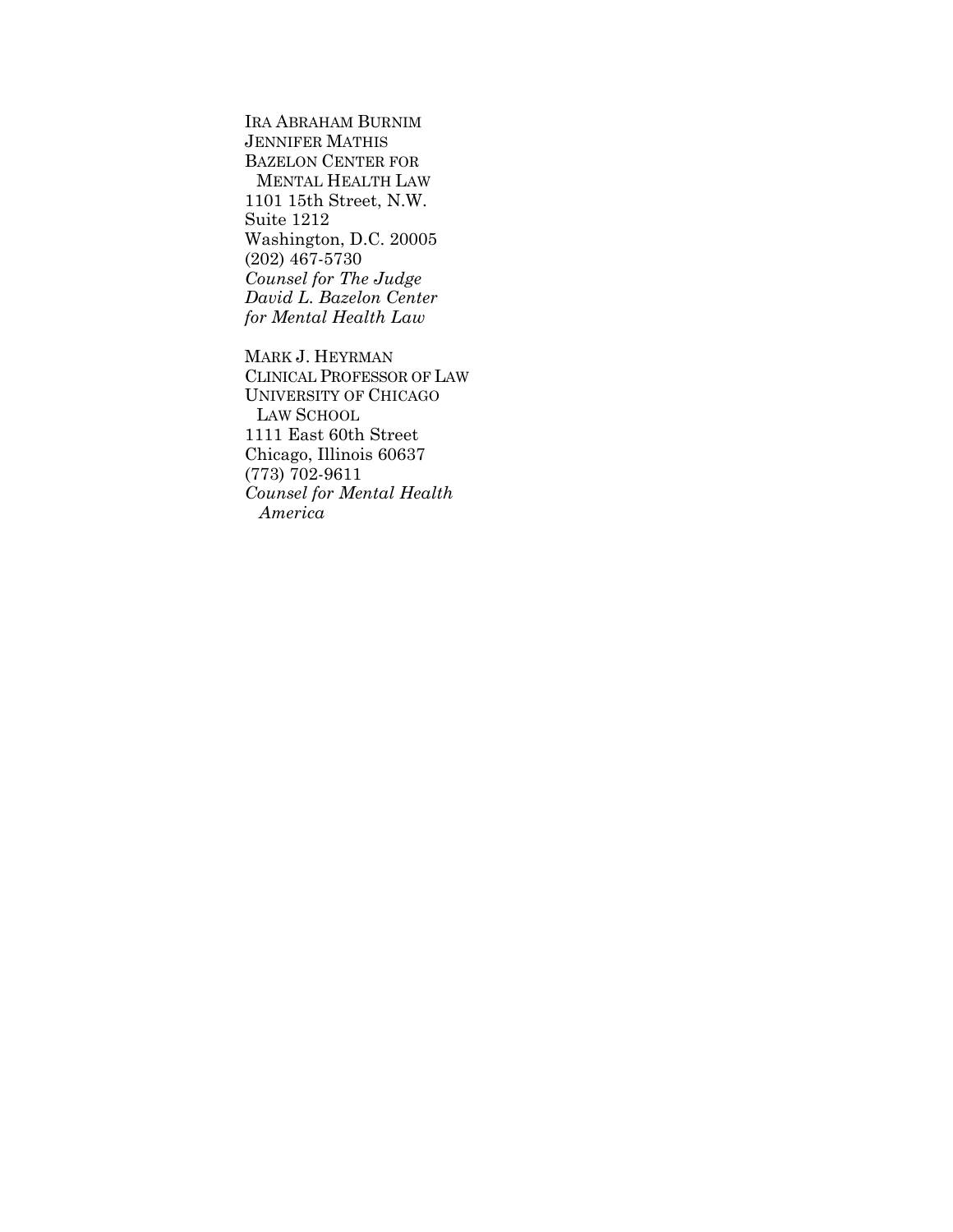IRA ABRAHAM BURNIM
JENNIFER MATHIS
BAZELON CENTER FOR
MENTAL HEALTH LAW
1101 15th Street, N.W.
Suite 1212
Washington, D.C. 20005
(202) 467-5730
*Counsel for The Judge David L. Bazelon Center for Mental Health Law*

MARK J. HEYRMAN
CLINICAL PROFESSOR OF LAW
UNIVERSITY OF CHICAGO
LAW SCHOOL
1111 East 60th Street
Chicago, Illinois 60637
(773) 702-9611
*Counsel for Mental Health America*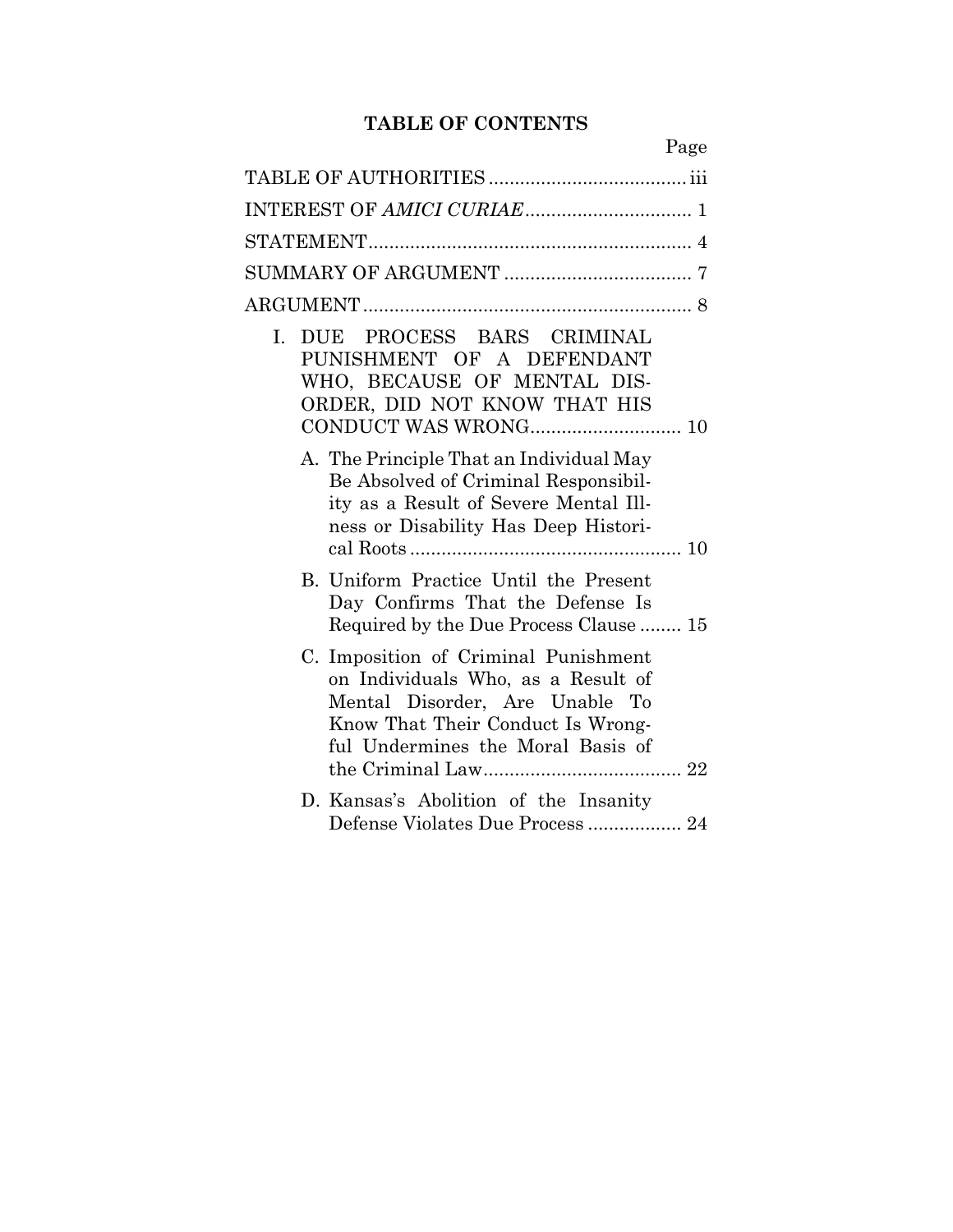## TABLE OF CONTENTS

| | Page |
|---|---|
| TABLE OF AUTHORITIES | iii |
| INTEREST OF *AMICI CURIAE* | 1 |
| STATEMENT | 4 |
| SUMMARY OF ARGUMENT | 7 |
| ARGUMENT | 8 |
| I. DUE PROCESS BARS CRIMINAL PUNISHMENT OF A DEFENDANT WHO, BECAUSE OF MENTAL DISORDER, DID NOT KNOW THAT HIS CONDUCT WAS WRONG | 10 |
| A. The Principle That an Individual May Be Absolved of Criminal Responsibility as a Result of Severe Mental Illness or Disability Has Deep Historical Roots | 10 |
| B. Uniform Practice Until the Present Day Confirms That the Defense Is Required by the Due Process Clause | 15 |
| C. Imposition of Criminal Punishment on Individuals Who, as a Result of Mental Disorder, Are Unable To Know That Their Conduct Is Wrongful Undermines the Moral Basis of the Criminal Law | 22 |
| D. Kansas's Abolition of the Insanity Defense Violates Due Process | 24 |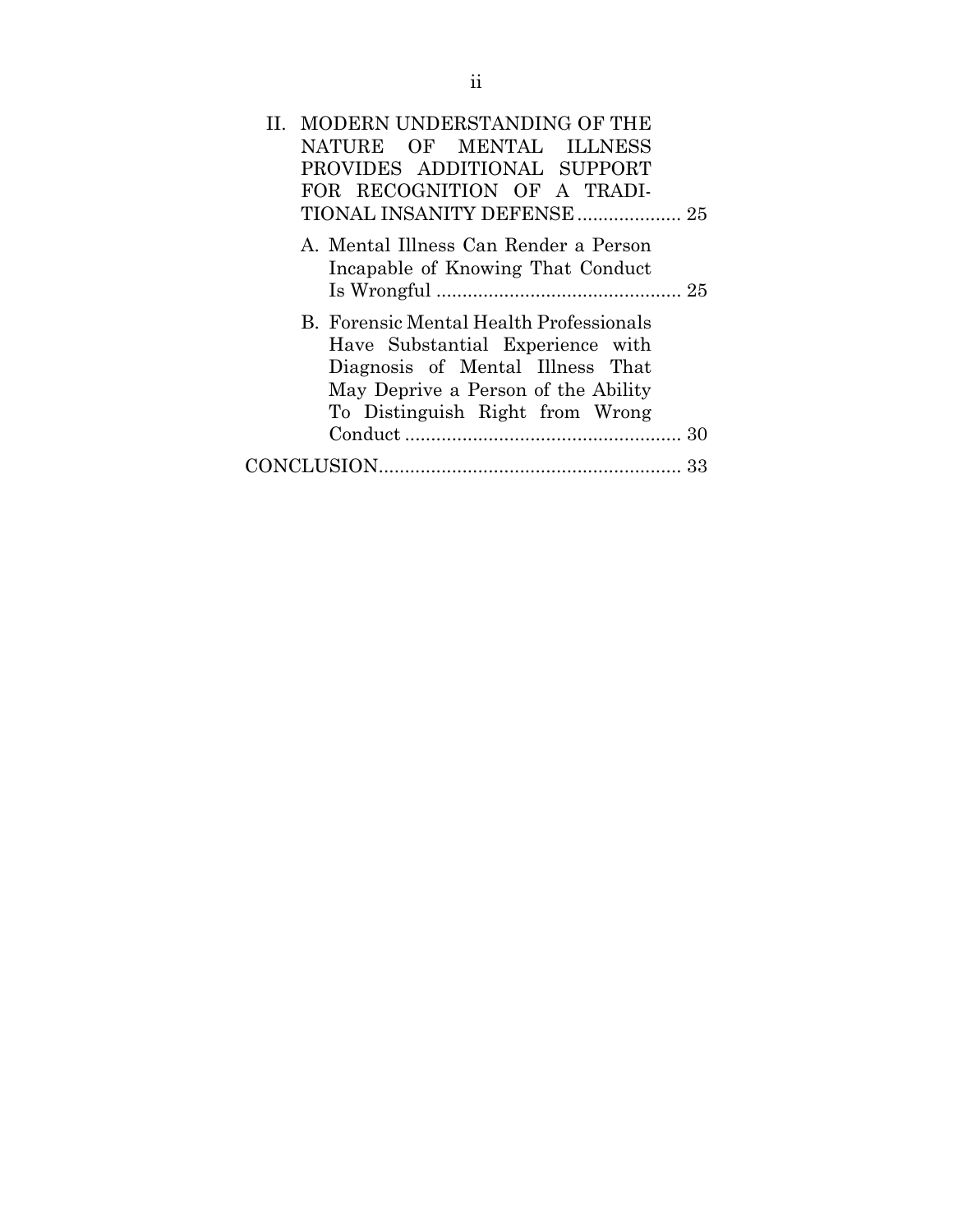II. MODERN UNDERSTANDING OF THE NATURE OF MENTAL ILLNESS PROVIDES ADDITIONAL SUPPORT FOR RECOGNITION OF A TRADITIONAL INSANITY DEFENSE .................... 25

   A. Mental Illness Can Render a Person Incapable of Knowing That Conduct Is Wrongful ............................................... 25

   B. Forensic Mental Health Professionals Have Substantial Experience with Diagnosis of Mental Illness That May Deprive a Person of the Ability To Distinguish Right from Wrong Conduct ..................................................... 30

CONCLUSION.......................................................... 33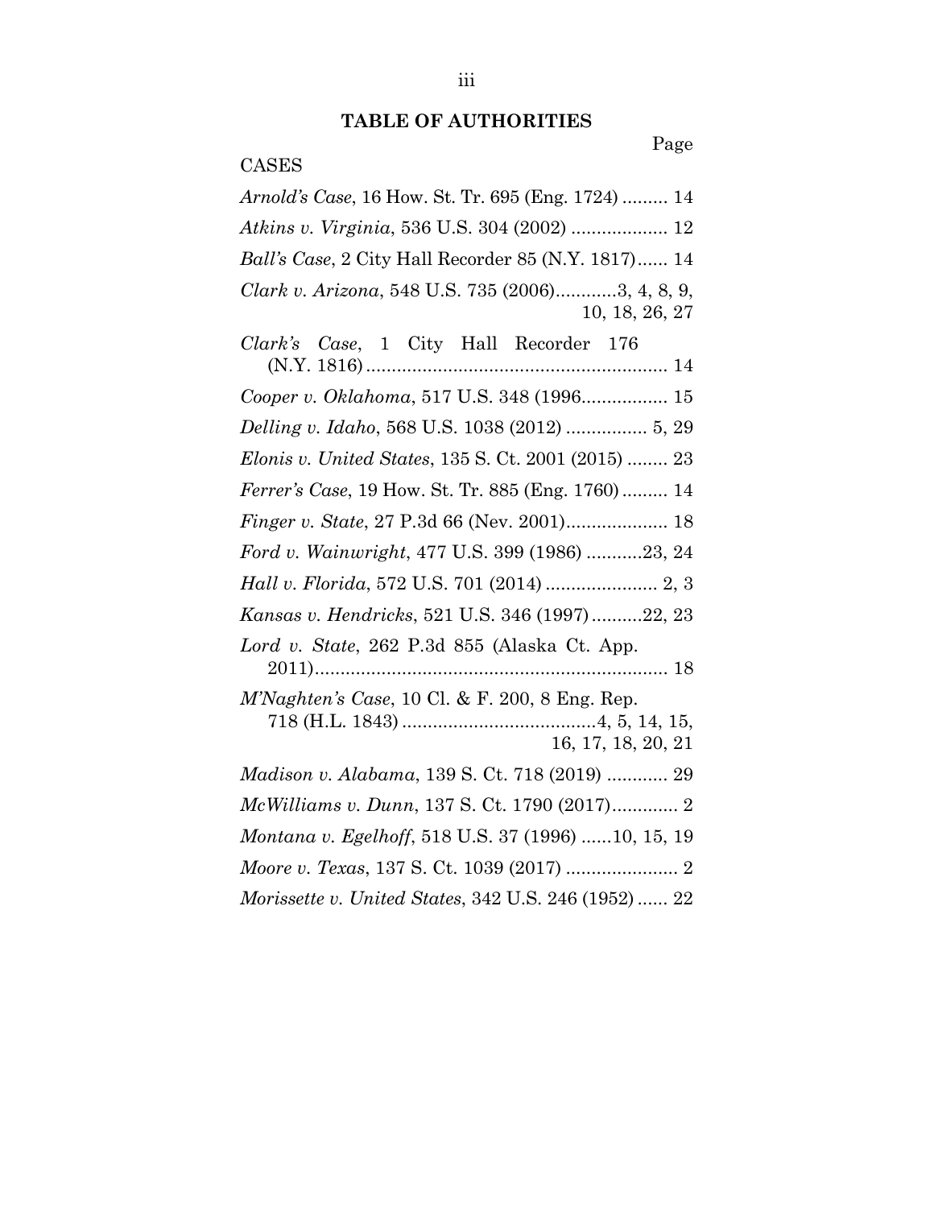## TABLE OF AUTHORITIES

Page

CASES

*Arnold's Case*, 16 How. St. Tr. 695 (Eng. 1724) ......... 14

*Atkins v. Virginia*, 536 U.S. 304 (2002) ................... 12

*Ball's Case*, 2 City Hall Recorder 85 (N.Y. 1817)...... 14

*Clark v. Arizona*, 548 U.S. 735 (2006)............3, 4, 8, 9, 10, 18, 26, 27

*Clark's Case*, 1 City Hall Recorder 176 (N.Y. 1816)........................................................... 14

*Cooper v. Oklahoma*, 517 U.S. 348 (1996................. 15

*Delling v. Idaho*, 568 U.S. 1038 (2012) ................ 5, 29

*Elonis v. United States*, 135 S. Ct. 2001 (2015) ........ 23

*Ferrer's Case*, 19 How. St. Tr. 885 (Eng. 1760) ......... 14

*Finger v. State*, 27 P.3d 66 (Nev. 2001).................... 18

*Ford v. Wainwright*, 477 U.S. 399 (1986) ...........23, 24

*Hall v. Florida*, 572 U.S. 701 (2014) ...................... 2, 3

*Kansas v. Hendricks*, 521 U.S. 346 (1997)..........22, 23

*Lord v. State*, 262 P.3d 855 (Alaska Ct. App. 2011)...................................................................... 18

*M'Naghten's Case*, 10 Cl. & F. 200, 8 Eng. Rep. 718 (H.L. 1843) ......................................4, 5, 14, 15, 16, 17, 18, 20, 21

*Madison v. Alabama*, 139 S. Ct. 718 (2019) ............ 29

*McWilliams v. Dunn*, 137 S. Ct. 1790 (2017)............. 2

*Montana v. Egelhoff*, 518 U.S. 37 (1996) ......10, 15, 19

*Moore v. Texas*, 137 S. Ct. 1039 (2017) ...................... 2

*Morissette v. United States*, 342 U.S. 246 (1952) ...... 22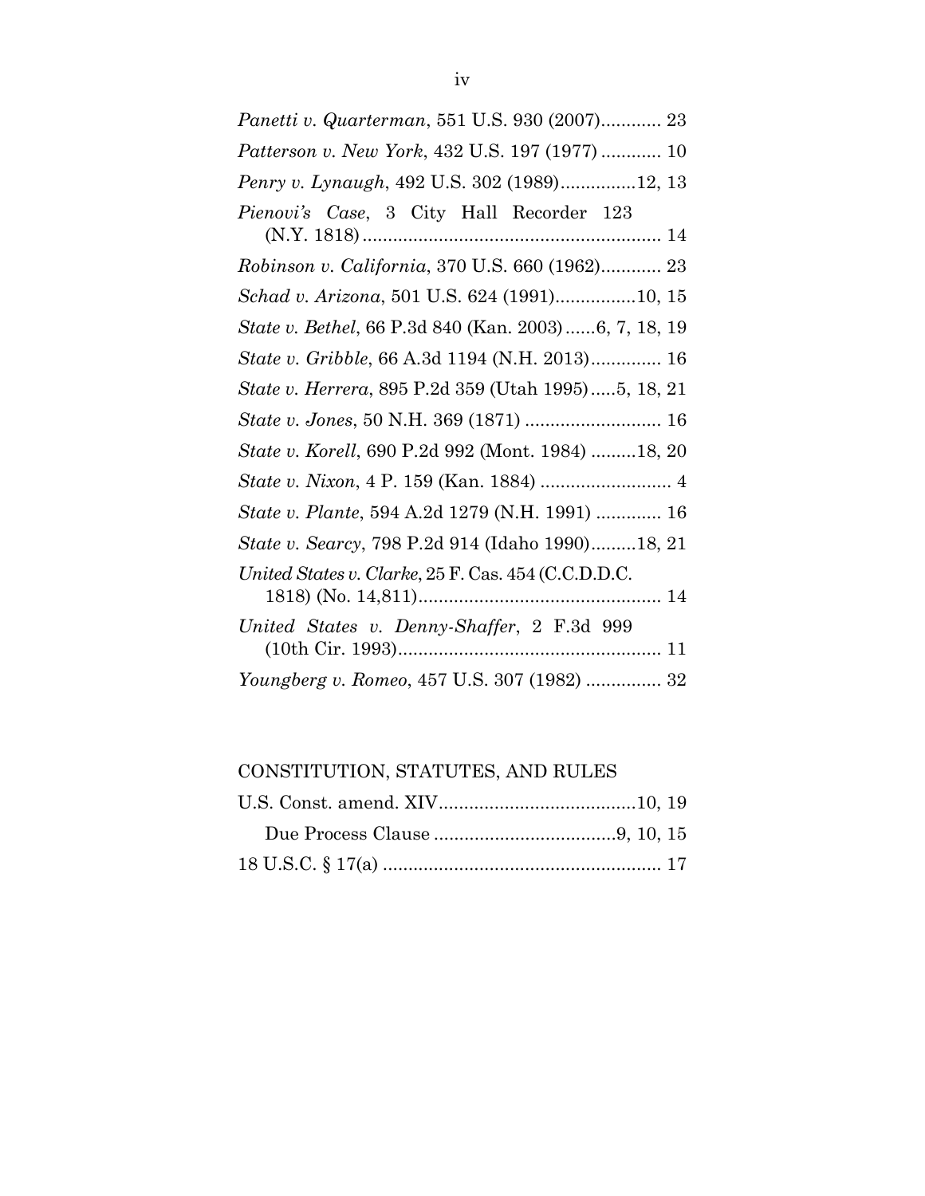*Panetti v. Quarterman*, 551 U.S. 930 (2007)............ 23

*Patterson v. New York*, 432 U.S. 197 (1977) ............ 10

*Penry v. Lynaugh*, 492 U.S. 302 (1989)...............12, 13

*Pienovi's Case*, 3 City Hall Recorder 123 (N.Y. 1818)........................................................... 14

*Robinson v. California*, 370 U.S. 660 (1962)............ 23

*Schad v. Arizona*, 501 U.S. 624 (1991)................10, 15

*State v. Bethel*, 66 P.3d 840 (Kan. 2003)......6, 7, 18, 19

*State v. Gribble*, 66 A.3d 1194 (N.H. 2013).............. 16

*State v. Herrera*, 895 P.2d 359 (Utah 1995).....5, 18, 21

*State v. Jones*, 50 N.H. 369 (1871) ........................... 16

*State v. Korell*, 690 P.2d 992 (Mont. 1984) .........18, 20

*State v. Nixon*, 4 P. 159 (Kan. 1884) .......................... 4

*State v. Plante*, 594 A.2d 1279 (N.H. 1991) ............. 16

*State v. Searcy*, 798 P.2d 914 (Idaho 1990).........18, 21

*United States v. Clarke*, 25 F. Cas. 454 (C.C.D.D.C. 1818) (No. 14,811)................................................ 14

*United States v. Denny-Shaffer*, 2 F.3d 999 (10th Cir. 1993).................................................... 11

*Youngberg v. Romeo*, 457 U.S. 307 (1982) ............... 32

## CONSTITUTION, STATUTES, AND RULES

U.S. Const. amend. XIV.......................................10, 19

Due Process Clause ....................................9, 10, 15

18 U.S.C. § 17(a) ...................................................... 17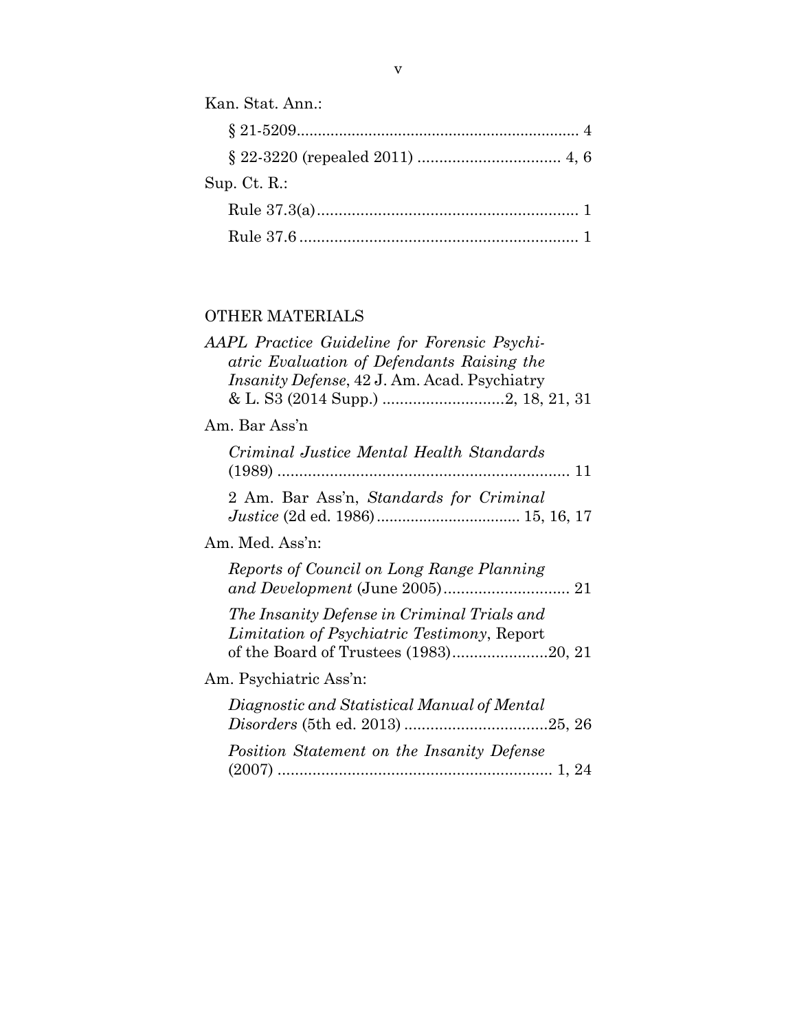Kan. Stat. Ann.:

§ 21-5209 .................................................................. 4

§ 22-3220 (repealed 2011) ................................ 4, 6

Sup. Ct. R.:

Rule 37.3(a) ............................................................ 1

Rule 37.6 ................................................................ 1

OTHER MATERIALS

*AAPL Practice Guideline for Forensic Psychiatric Evaluation of Defendants Raising the Insanity Defense*, 42 J. Am. Acad. Psychiatry & L. S3 (2014 Supp.) ............................2, 18, 21, 31

Am. Bar Ass'n

*Criminal Justice Mental Health Standards* (1989) ................................................................... 11

2 Am. Bar Ass'n, *Standards for Criminal Justice* (2d ed. 1986) ................................. 15, 16, 17

Am. Med. Ass'n:

*Reports of Council on Long Range Planning and Development* (June 2005) ............................. 21

*The Insanity Defense in Criminal Trials and Limitation of Psychiatric Testimony*, Report of the Board of Trustees (1983) ......................20, 21

Am. Psychiatric Ass'n:

*Diagnostic and Statistical Manual of Mental Disorders* (5th ed. 2013) ................................25, 26

*Position Statement on the Insanity Defense* (2007) .............................................................. 1, 24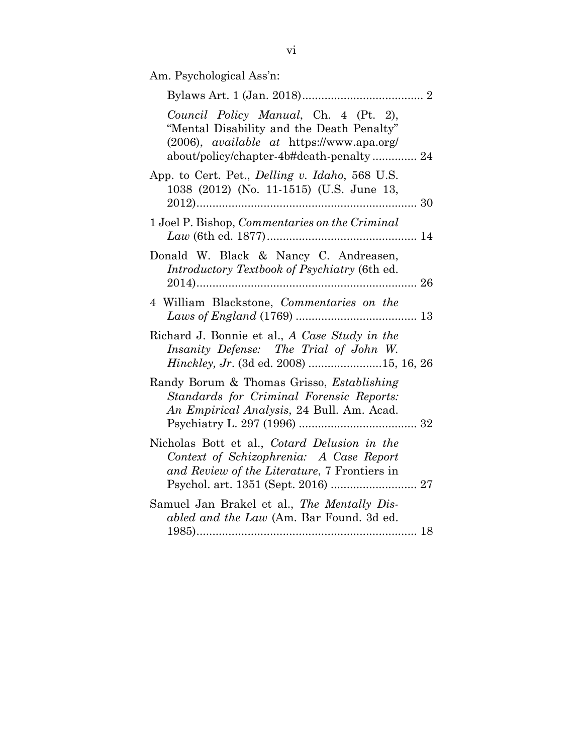Am. Psychological Ass'n:

Bylaws Art. 1 (Jan. 2018)...................................... 2

*Council Policy Manual*, Ch. 4 (Pt. 2), "Mental Disability and the Death Penalty" (2006), *available at* https://www.apa.org/about/policy/chapter-4b#death-penalty .............. 24

App. to Cert. Pet., *Delling v. Idaho*, 568 U.S. 1038 (2012) (No. 11-1515) (U.S. June 13, 2012)..................................................................... 30

1 Joel P. Bishop, *Commentaries on the Criminal Law* (6th ed. 1877)............................................... 14

Donald W. Black & Nancy C. Andreasen, *Introductory Textbook of Psychiatry* (6th ed. 2014)..................................................................... 26

4 William Blackstone, *Commentaries on the Laws of England* (1769) ...................................... 13

Richard J. Bonnie et al., *A Case Study in the Insanity Defense: The Trial of John W. Hinckley, Jr*. (3d ed. 2008) .......................15, 16, 26

Randy Borum & Thomas Grisso, *Establishing Standards for Criminal Forensic Reports: An Empirical Analysis*, 24 Bull. Am. Acad. Psychiatry L. 297 (1996) ..................................... 32

Nicholas Bott et al., *Cotard Delusion in the Context of Schizophrenia: A Case Report and Review of the Literature*, 7 Frontiers in Psychol. art. 1351 (Sept. 2016) ........................... 27

Samuel Jan Brakel et al., *The Mentally Disabled and the Law* (Am. Bar Found. 3d ed. 1985)..................................................................... 18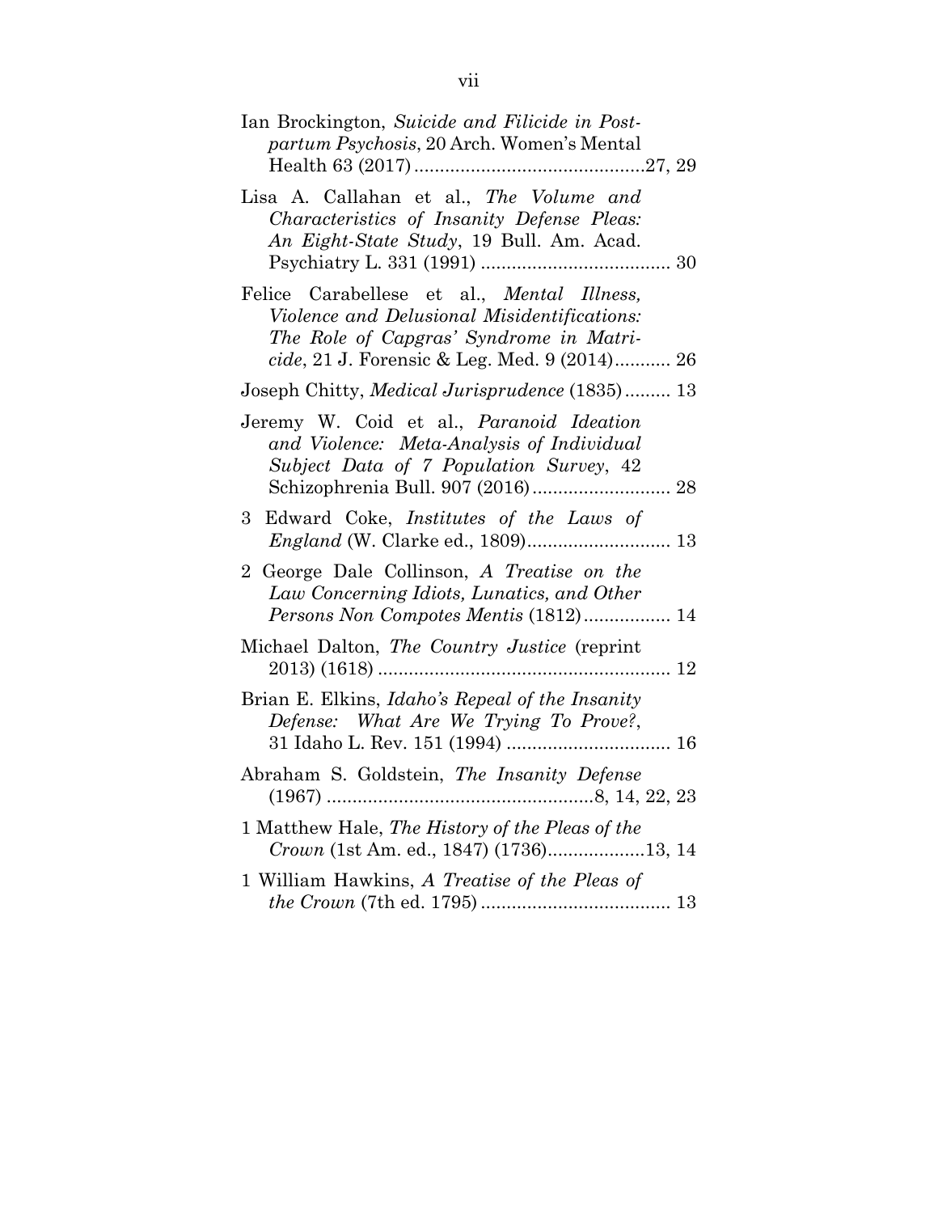Ian Brockington, *Suicide and Filicide in Postpartum Psychosis*, 20 Arch. Women's Mental Health 63 (2017) ............................................27, 29

Lisa A. Callahan et al., *The Volume and Characteristics of Insanity Defense Pleas: An Eight-State Study*, 19 Bull. Am. Acad. Psychiatry L. 331 (1991) ..................................... 30

Felice Carabellese et al., *Mental Illness, Violence and Delusional Misidentifications: The Role of Capgras' Syndrome in Matricide*, 21 J. Forensic & Leg. Med. 9 (2014)........... 26

Joseph Chitty, *Medical Jurisprudence* (1835)......... 13

Jeremy W. Coid et al., *Paranoid Ideation and Violence: Meta-Analysis of Individual Subject Data of 7 Population Survey*, 42 Schizophrenia Bull. 907 (2016)........................... 28

3 Edward Coke, *Institutes of the Laws of England* (W. Clarke ed., 1809)............................ 13

2 George Dale Collinson, *A Treatise on the Law Concerning Idiots, Lunatics, and Other Persons Non Compotes Mentis* (1812)................. 14

Michael Dalton, *The Country Justice* (reprint 2013) (1618) ........................................................ 12

Brian E. Elkins, *Idaho's Repeal of the Insanity Defense: What Are We Trying To Prove?*, 31 Idaho L. Rev. 151 (1994) ................................ 16

Abraham S. Goldstein, *The Insanity Defense* (1967) ...................................................8, 14, 22, 23

1 Matthew Hale, *The History of the Pleas of the Crown* (1st Am. ed., 1847) (1736)...................13, 14

1 William Hawkins, *A Treatise of the Pleas of the Crown* (7th ed. 1795) ..................................... 13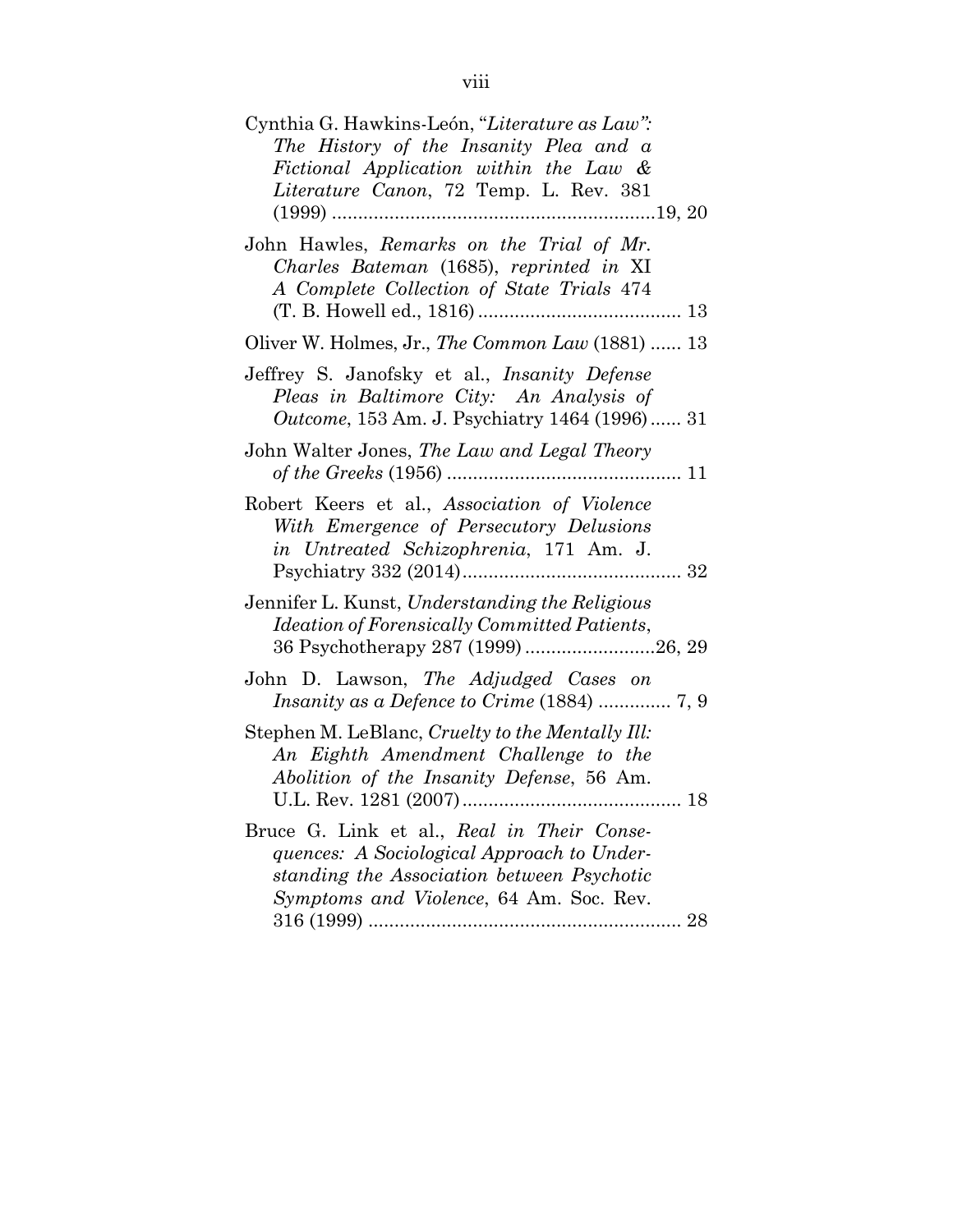Cynthia G. Hawkins-León, "*Literature as Law": The History of the Insanity Plea and a Fictional Application within the Law & Literature Canon*, 72 Temp. L. Rev. 381 (1999) ....................................................19, 20

John Hawles, *Remarks on the Trial of Mr. Charles Bateman* (1685), *reprinted in* XI *A Complete Collection of State Trials* 474 (T. B. Howell ed., 1816) ...................................... 13

Oliver W. Holmes, Jr., *The Common Law* (1881) ...... 13

Jeffrey S. Janofsky et al., *Insanity Defense Pleas in Baltimore City: An Analysis of Outcome*, 153 Am. J. Psychiatry 1464 (1996) ...... 31

John Walter Jones, *The Law and Legal Theory of the Greeks* (1956) ............................................ 11

Robert Keers et al., *Association of Violence With Emergence of Persecutory Delusions in Untreated Schizophrenia*, 171 Am. J. Psychiatry 332 (2014) .......................................... 32

Jennifer L. Kunst, *Understanding the Religious Ideation of Forensically Committed Patients*, 36 Psychotherapy 287 (1999) .........................26, 29

John D. Lawson, *The Adjudged Cases on Insanity as a Defence to Crime* (1884) ............. 7, 9

Stephen M. LeBlanc, *Cruelty to the Mentally Ill: An Eighth Amendment Challenge to the Abolition of the Insanity Defense*, 56 Am. U.L. Rev. 1281 (2007) .......................................... 18

Bruce G. Link et al., *Real in Their Consequences: A Sociological Approach to Understanding the Association between Psychotic Symptoms and Violence*, 64 Am. Soc. Rev. 316 (1999) ........................................................... 28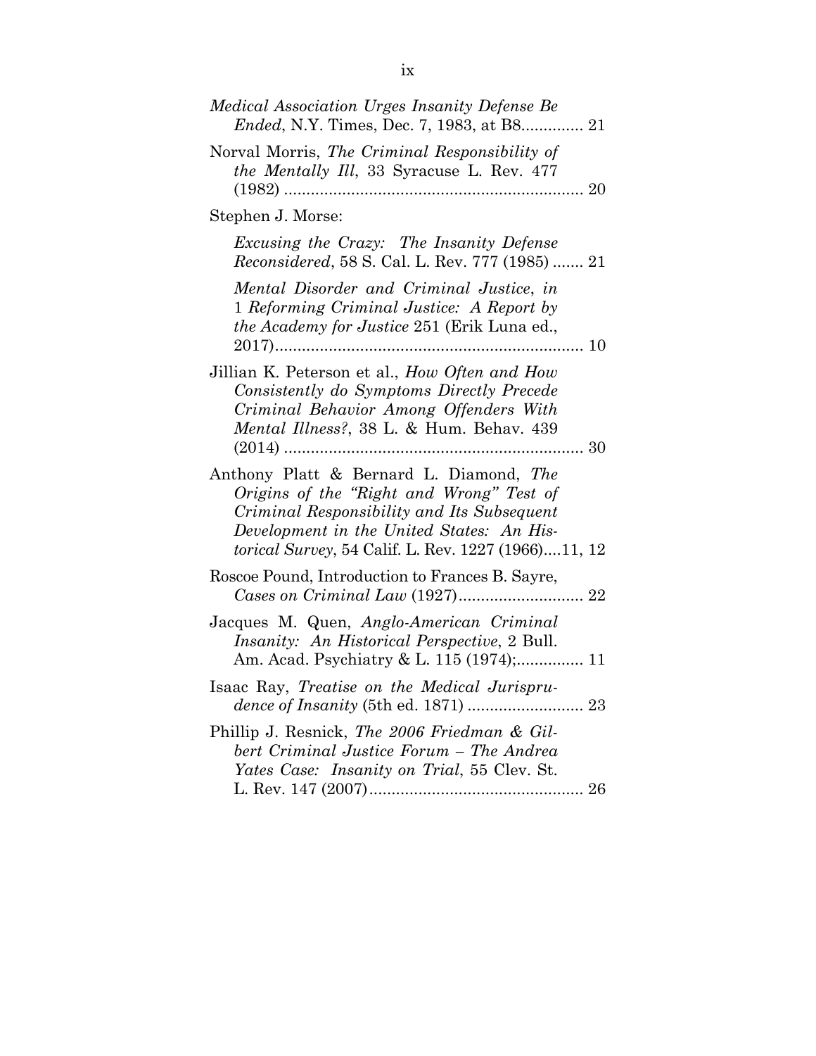*Medical Association Urges Insanity Defense Be Ended*, N.Y. Times, Dec. 7, 1983, at B8.............. 21

Norval Morris, *The Criminal Responsibility of the Mentally Ill*, 33 Syracuse L. Rev. 477 (1982) .................................................................... 20

Stephen J. Morse:

*Excusing the Crazy: The Insanity Defense Reconsidered*, 58 S. Cal. L. Rev. 777 (1985) ....... 21

*Mental Disorder and Criminal Justice*, *in* 1 *Reforming Criminal Justice: A Report by the Academy for Justice* 251 (Erik Luna ed., 2017)..................................................................... 10

Jillian K. Peterson et al., *How Often and How Consistently do Symptoms Directly Precede Criminal Behavior Among Offenders With Mental Illness?*, 38 L. & Hum. Behav. 439 (2014) ................................................................... 30

Anthony Platt & Bernard L. Diamond, *The Origins of the "Right and Wrong" Test of Criminal Responsibility and Its Subsequent Development in the United States: An Historical Survey*, 54 Calif. L. Rev. 1227 (1966)....11, 12

Roscoe Pound, Introduction to Frances B. Sayre, *Cases on Criminal Law* (1927)............................ 22

Jacques M. Quen, *Anglo-American Criminal Insanity: An Historical Perspective*, 2 Bull. Am. Acad. Psychiatry & L. 115 (1974);............... 11

Isaac Ray, *Treatise on the Medical Jurisprudence of Insanity* (5th ed. 1871) .......................... 23

Phillip J. Resnick, *The 2006 Friedman & Gilbert Criminal Justice Forum – The Andrea Yates Case: Insanity on Trial*, 55 Clev. St. L. Rev. 147 (2007)................................................ 26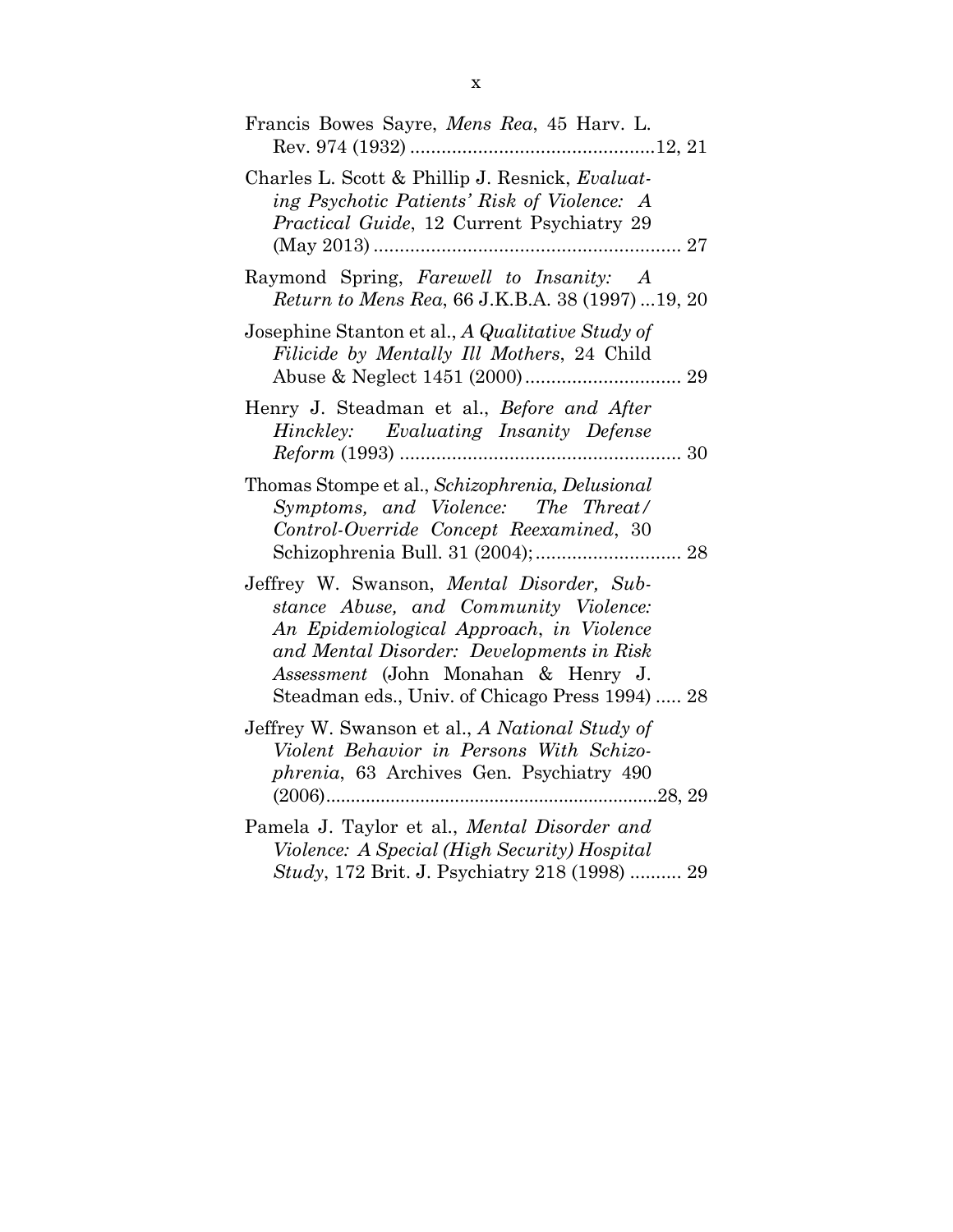Francis Bowes Sayre, *Mens Rea*, 45 Harv. L. Rev. 974 (1932) ............................................... 12, 21

Charles L. Scott & Phillip J. Resnick, *Evaluating Psychotic Patients' Risk of Violence: A Practical Guide*, 12 Current Psychiatry 29 (May 2013) ............................................................ 27

Raymond Spring, *Farewell to Insanity: A Return to Mens Rea*, 66 J.K.B.A. 38 (1997) ... 19, 20

Josephine Stanton et al., *A Qualitative Study of Filicide by Mentally Ill Mothers*, 24 Child Abuse & Neglect 1451 (2000) .............................. 29

Henry J. Steadman et al., *Before and After Hinckley: Evaluating Insanity Defense Reform* (1993) ...................................................... 30

Thomas Stompe et al., *Schizophrenia, Delusional Symptoms, and Violence: The Threat/Control-Override Concept Reexamined*, 30 Schizophrenia Bull. 31 (2004); ............................ 28

Jeffrey W. Swanson, *Mental Disorder, Substance Abuse, and Community Violence: An Epidemiological Approach*, in *Violence and Mental Disorder: Developments in Risk Assessment* (John Monahan & Henry J. Steadman eds., Univ. of Chicago Press 1994) ..... 28

Jeffrey W. Swanson et al., *A National Study of Violent Behavior in Persons With Schizophrenia*, 63 Archives Gen. Psychiatry 490 (2006) ................................................................... 28, 29

Pamela J. Taylor et al., *Mental Disorder and Violence: A Special (High Security) Hospital Study*, 172 Brit. J. Psychiatry 218 (1998) .......... 29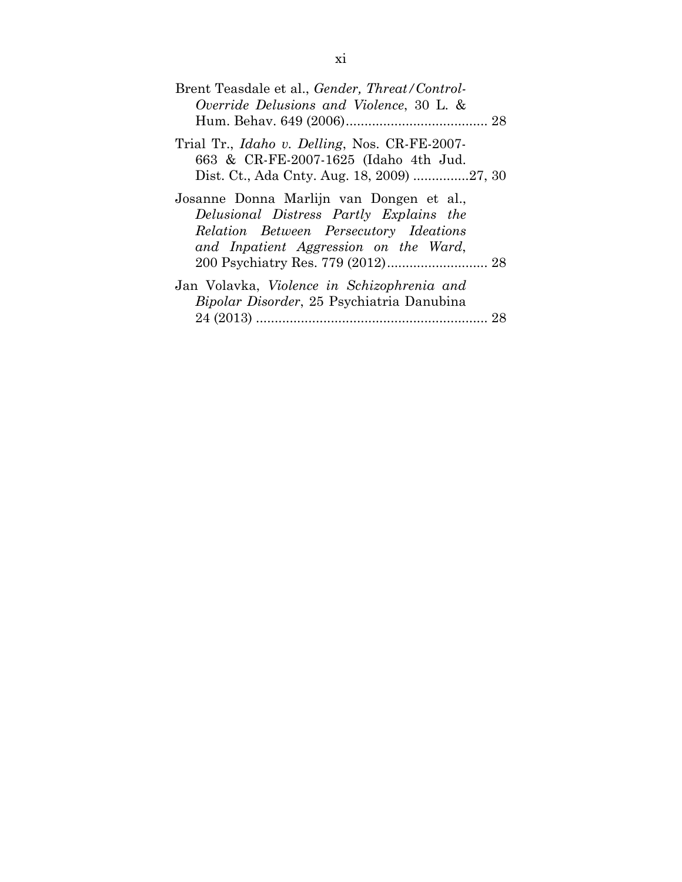Brent Teasdale et al., *Gender, Threat/Control-Override Delusions and Violence*, 30 L. & Hum. Behav. 649 (2006)...................................... 28

Trial Tr., *Idaho v. Delling*, Nos. CR-FE-2007-663 & CR-FE-2007-1625 (Idaho 4th Jud. Dist. Ct., Ada Cnty. Aug. 18, 2009) ...............27, 30

Josanne Donna Marlijn van Dongen et al., *Delusional Distress Partly Explains the Relation Between Persecutory Ideations and Inpatient Aggression on the Ward*, 200 Psychiatry Res. 779 (2012)........................... 28

Jan Volavka, *Violence in Schizophrenia and Bipolar Disorder*, 25 Psychiatria Danubina 24 (2013) .............................................................. 28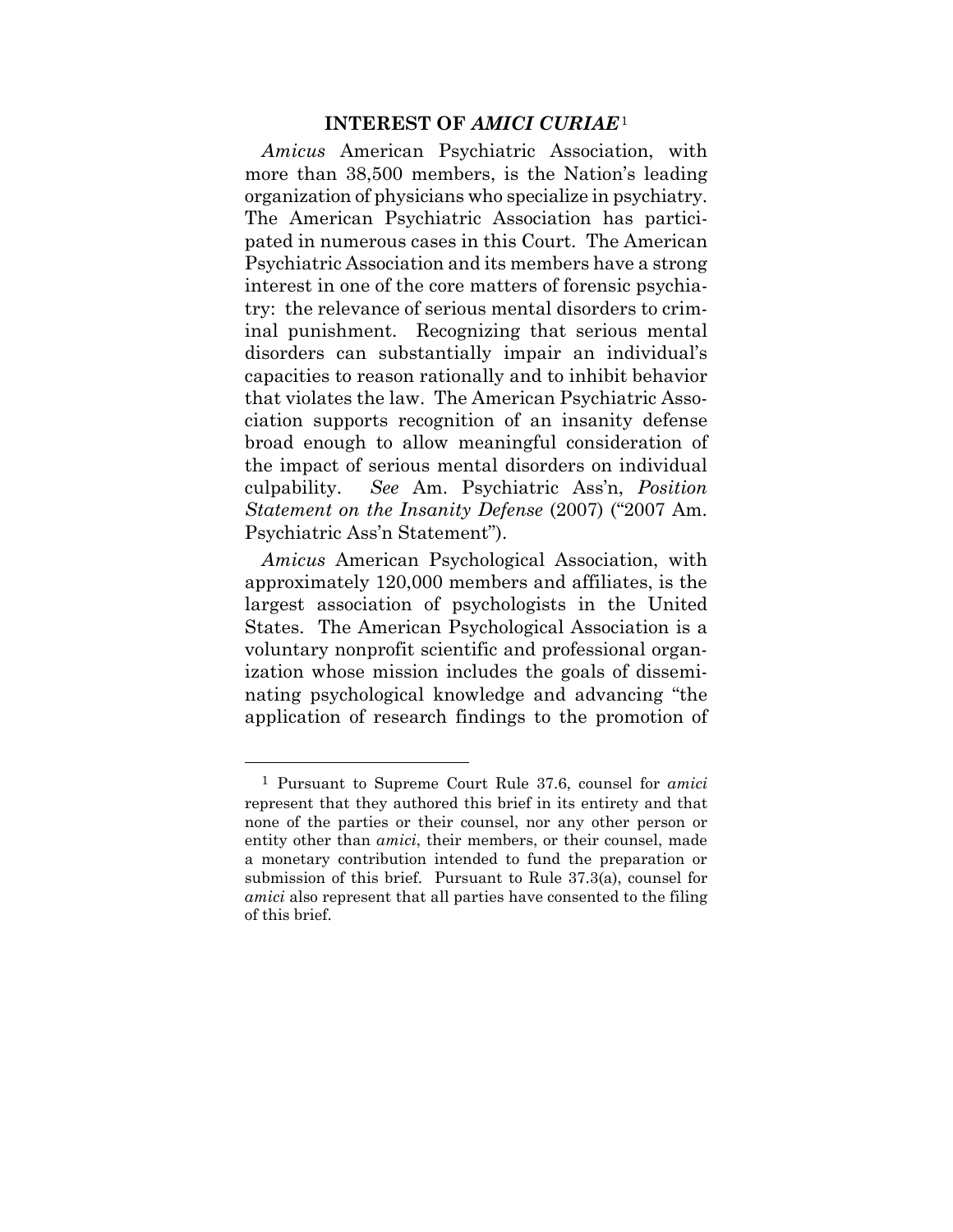## INTEREST OF *AMICI CURIAE*[1]

*Amicus* American Psychiatric Association, with more than 38,500 members, is the Nation's leading organization of physicians who specialize in psychiatry. The American Psychiatric Association has participated in numerous cases in this Court. The American Psychiatric Association and its members have a strong interest in one of the core matters of forensic psychiatry: the relevance of serious mental disorders to criminal punishment. Recognizing that serious mental disorders can substantially impair an individual's capacities to reason rationally and to inhibit behavior that violates the law. The American Psychiatric Association supports recognition of an insanity defense broad enough to allow meaningful consideration of the impact of serious mental disorders on individual culpability. *See* Am. Psychiatric Ass'n, *Position Statement on the Insanity Defense* (2007) ("2007 Am. Psychiatric Ass'n Statement").

*Amicus* American Psychological Association, with approximately 120,000 members and affiliates, is the largest association of psychologists in the United States. The American Psychological Association is a voluntary nonprofit scientific and professional organization whose mission includes the goals of disseminating psychological knowledge and advancing "the application of research findings to the promotion of

---

[1] Pursuant to Supreme Court Rule 37.6, counsel for *amici* represent that they authored this brief in its entirety and that none of the parties or their counsel, nor any other person or entity other than *amici*, their members, or their counsel, made a monetary contribution intended to fund the preparation or submission of this brief. Pursuant to Rule 37.3(a), counsel for *amici* also represent that all parties have consented to the filing of this brief.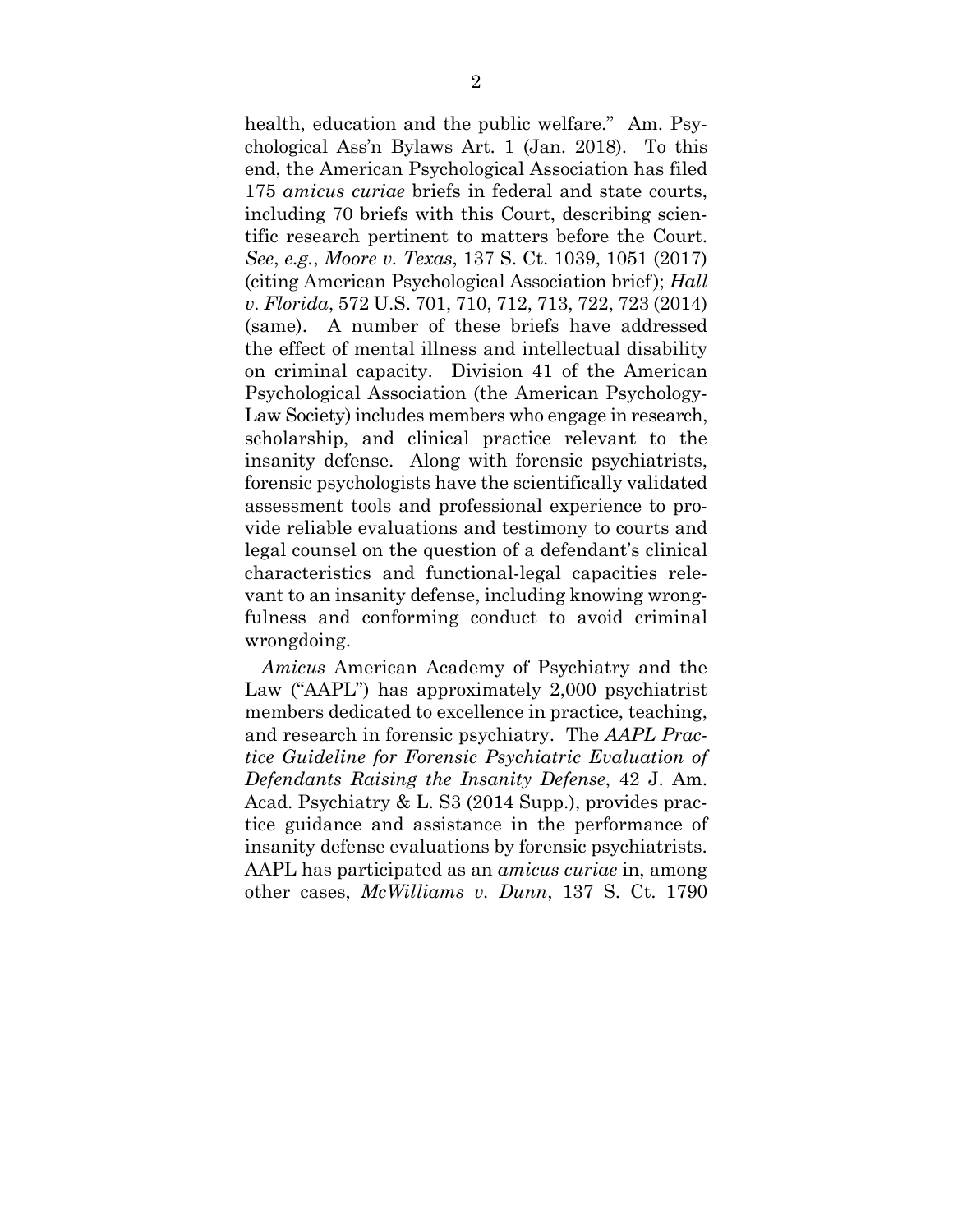health, education and the public welfare." Am. Psychological Ass'n Bylaws Art. 1 (Jan. 2018). To this end, the American Psychological Association has filed 175 *amicus curiae* briefs in federal and state courts, including 70 briefs with this Court, describing scientific research pertinent to matters before the Court. *See*, *e.g.*, *Moore v. Texas*, 137 S. Ct. 1039, 1051 (2017) (citing American Psychological Association brief); *Hall v. Florida*, 572 U.S. 701, 710, 712, 713, 722, 723 (2014) (same). A number of these briefs have addressed the effect of mental illness and intellectual disability on criminal capacity. Division 41 of the American Psychological Association (the American Psychology-Law Society) includes members who engage in research, scholarship, and clinical practice relevant to the insanity defense. Along with forensic psychiatrists, forensic psychologists have the scientifically validated assessment tools and professional experience to provide reliable evaluations and testimony to courts and legal counsel on the question of a defendant's clinical characteristics and functional-legal capacities relevant to an insanity defense, including knowing wrongfulness and conforming conduct to avoid criminal wrongdoing.

*Amicus* American Academy of Psychiatry and the Law ("AAPL") has approximately 2,000 psychiatrist members dedicated to excellence in practice, teaching, and research in forensic psychiatry. The *AAPL Practice Guideline for Forensic Psychiatric Evaluation of Defendants Raising the Insanity Defense*, 42 J. Am. Acad. Psychiatry & L. S3 (2014 Supp.), provides practice guidance and assistance in the performance of insanity defense evaluations by forensic psychiatrists. AAPL has participated as an *amicus curiae* in, among other cases, *McWilliams v. Dunn*, 137 S. Ct. 1790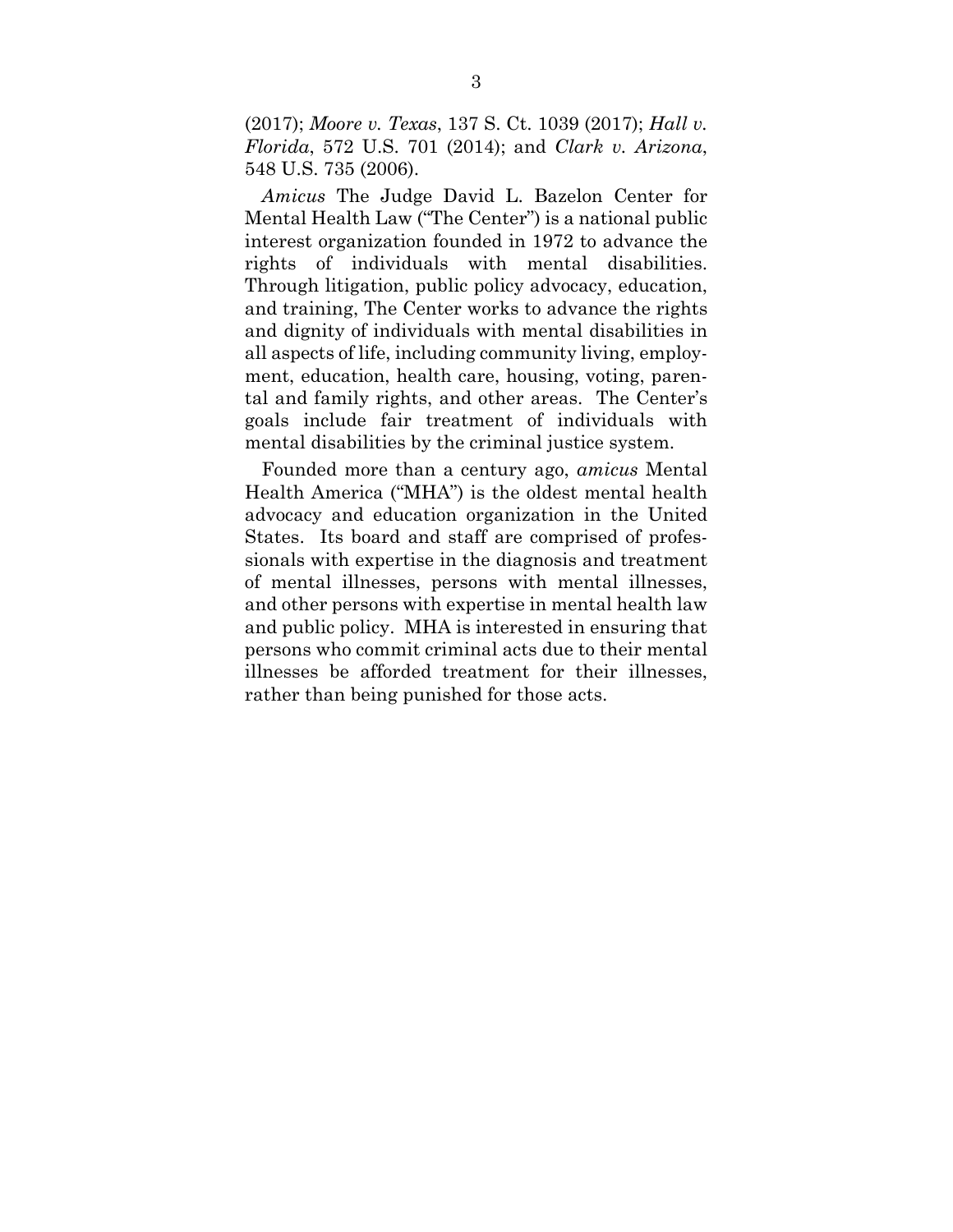(2017); *Moore v. Texas*, 137 S. Ct. 1039 (2017); *Hall v. Florida*, 572 U.S. 701 (2014); and *Clark v. Arizona*, 548 U.S. 735 (2006).

*Amicus* The Judge David L. Bazelon Center for Mental Health Law ("The Center") is a national public interest organization founded in 1972 to advance the rights of individuals with mental disabilities. Through litigation, public policy advocacy, education, and training, The Center works to advance the rights and dignity of individuals with mental disabilities in all aspects of life, including community living, employment, education, health care, housing, voting, parental and family rights, and other areas. The Center's goals include fair treatment of individuals with mental disabilities by the criminal justice system.

Founded more than a century ago, *amicus* Mental Health America ("MHA") is the oldest mental health advocacy and education organization in the United States. Its board and staff are comprised of professionals with expertise in the diagnosis and treatment of mental illnesses, persons with mental illnesses, and other persons with expertise in mental health law and public policy. MHA is interested in ensuring that persons who commit criminal acts due to their mental illnesses be afforded treatment for their illnesses, rather than being punished for those acts.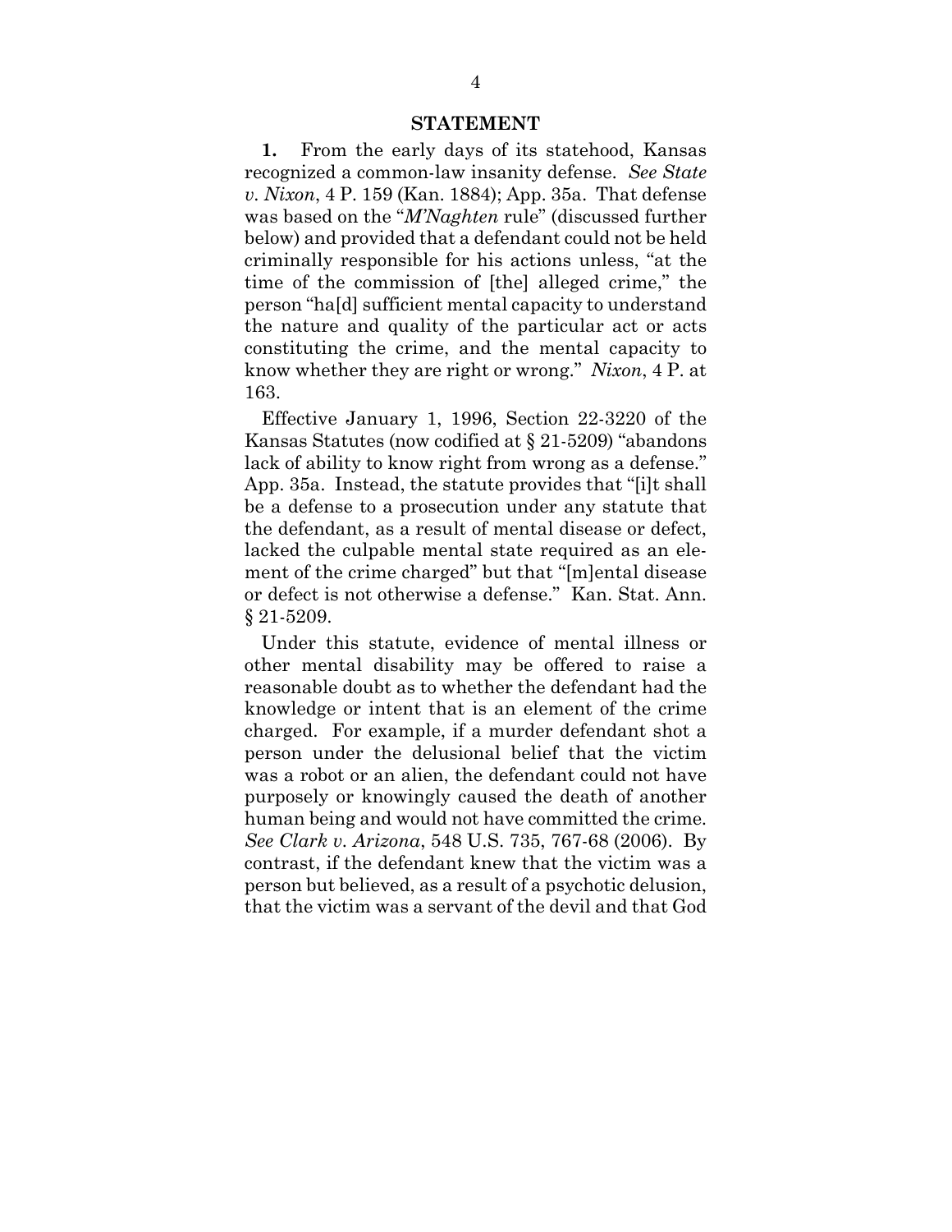## STATEMENT

**1.** From the early days of its statehood, Kansas recognized a common-law insanity defense. *See State v. Nixon*, 4 P. 159 (Kan. 1884); App. 35a. That defense was based on the "*M'Naghten* rule" (discussed further below) and provided that a defendant could not be held criminally responsible for his actions unless, "at the time of the commission of [the] alleged crime," the person "ha[d] sufficient mental capacity to understand the nature and quality of the particular act or acts constituting the crime, and the mental capacity to know whether they are right or wrong." *Nixon*, 4 P. at 163.

Effective January 1, 1996, Section 22-3220 of the Kansas Statutes (now codified at § 21-5209) "abandons lack of ability to know right from wrong as a defense." App. 35a. Instead, the statute provides that "[i]t shall be a defense to a prosecution under any statute that the defendant, as a result of mental disease or defect, lacked the culpable mental state required as an element of the crime charged" but that "[m]ental disease or defect is not otherwise a defense." Kan. Stat. Ann. § 21-5209.

Under this statute, evidence of mental illness or other mental disability may be offered to raise a reasonable doubt as to whether the defendant had the knowledge or intent that is an element of the crime charged. For example, if a murder defendant shot a person under the delusional belief that the victim was a robot or an alien, the defendant could not have purposely or knowingly caused the death of another human being and would not have committed the crime. *See Clark v. Arizona*, 548 U.S. 735, 767-68 (2006). By contrast, if the defendant knew that the victim was a person but believed, as a result of a psychotic delusion, that the victim was a servant of the devil and that God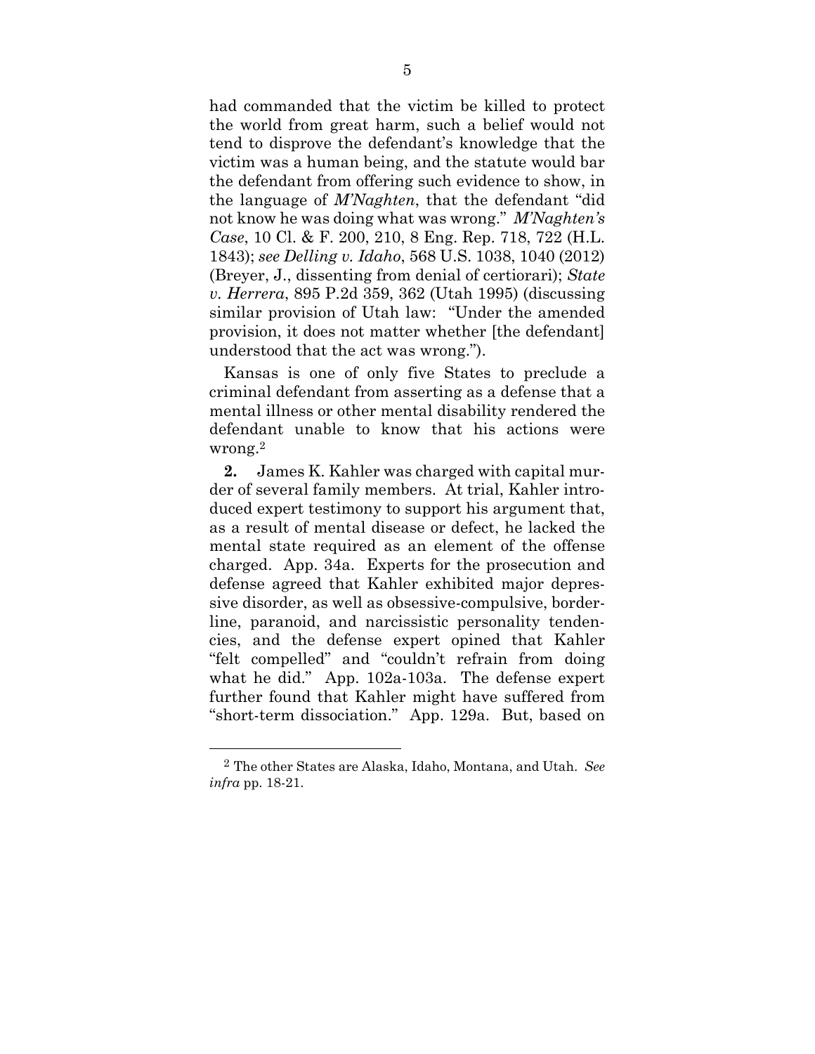had commanded that the victim be killed to protect the world from great harm, such a belief would not tend to disprove the defendant's knowledge that the victim was a human being, and the statute would bar the defendant from offering such evidence to show, in the language of *M'Naghten*, that the defendant "did not know he was doing what was wrong." *M'Naghten's Case*, 10 Cl. & F. 200, 210, 8 Eng. Rep. 718, 722 (H.L. 1843); *see Delling v. Idaho*, 568 U.S. 1038, 1040 (2012) (Breyer, J., dissenting from denial of certiorari); *State v. Herrera*, 895 P.2d 359, 362 (Utah 1995) (discussing similar provision of Utah law: "Under the amended provision, it does not matter whether [the defendant] understood that the act was wrong.").

Kansas is one of only five States to preclude a criminal defendant from asserting as a defense that a mental illness or other mental disability rendered the defendant unable to know that his actions were wrong.[2]

**2.** James K. Kahler was charged with capital murder of several family members. At trial, Kahler introduced expert testimony to support his argument that, as a result of mental disease or defect, he lacked the mental state required as an element of the offense charged. App. 34a. Experts for the prosecution and defense agreed that Kahler exhibited major depressive disorder, as well as obsessive-compulsive, borderline, paranoid, and narcissistic personality tendencies, and the defense expert opined that Kahler "felt compelled" and "couldn't refrain from doing what he did." App. 102a-103a. The defense expert further found that Kahler might have suffered from "short-term dissociation." App. 129a. But, based on

---

[2] The other States are Alaska, Idaho, Montana, and Utah. *See infra* pp. 18-21.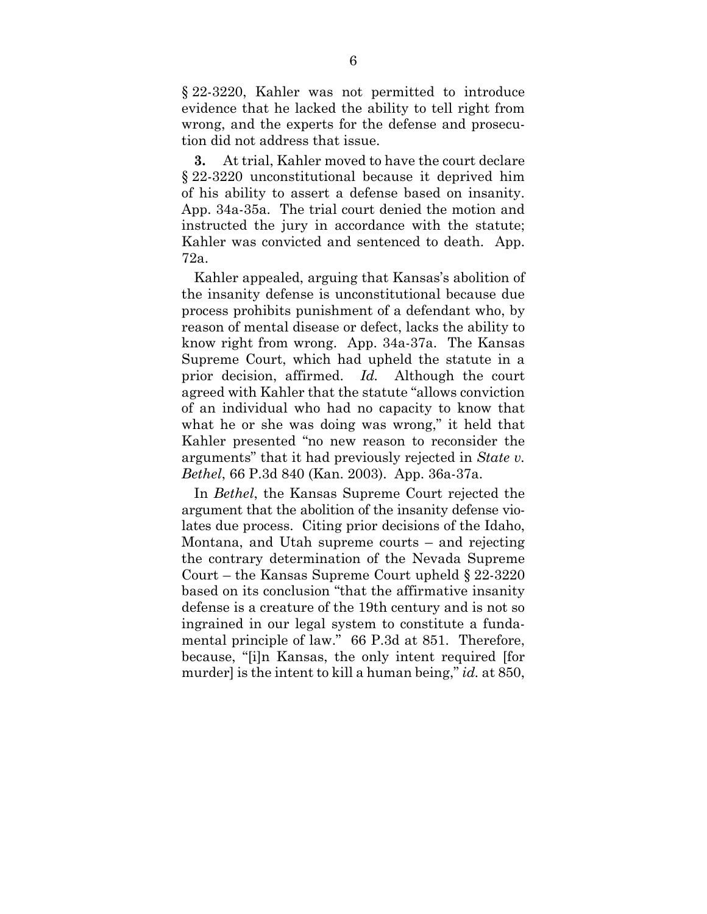§ 22-3220, Kahler was not permitted to introduce evidence that he lacked the ability to tell right from wrong, and the experts for the defense and prosecution did not address that issue.

**3.** At trial, Kahler moved to have the court declare § 22-3220 unconstitutional because it deprived him of his ability to assert a defense based on insanity. App. 34a-35a. The trial court denied the motion and instructed the jury in accordance with the statute; Kahler was convicted and sentenced to death. App. 72a.

Kahler appealed, arguing that Kansas's abolition of the insanity defense is unconstitutional because due process prohibits punishment of a defendant who, by reason of mental disease or defect, lacks the ability to know right from wrong. App. 34a-37a. The Kansas Supreme Court, which had upheld the statute in a prior decision, affirmed. *Id.* Although the court agreed with Kahler that the statute "allows conviction of an individual who had no capacity to know that what he or she was doing was wrong," it held that Kahler presented "no new reason to reconsider the arguments" that it had previously rejected in *State v. Bethel*, 66 P.3d 840 (Kan. 2003). App. 36a-37a.

In *Bethel*, the Kansas Supreme Court rejected the argument that the abolition of the insanity defense violates due process. Citing prior decisions of the Idaho, Montana, and Utah supreme courts – and rejecting the contrary determination of the Nevada Supreme Court – the Kansas Supreme Court upheld § 22-3220 based on its conclusion "that the affirmative insanity defense is a creature of the 19th century and is not so ingrained in our legal system to constitute a fundamental principle of law." 66 P.3d at 851. Therefore, because, "[i]n Kansas, the only intent required [for murder] is the intent to kill a human being," *id.* at 850,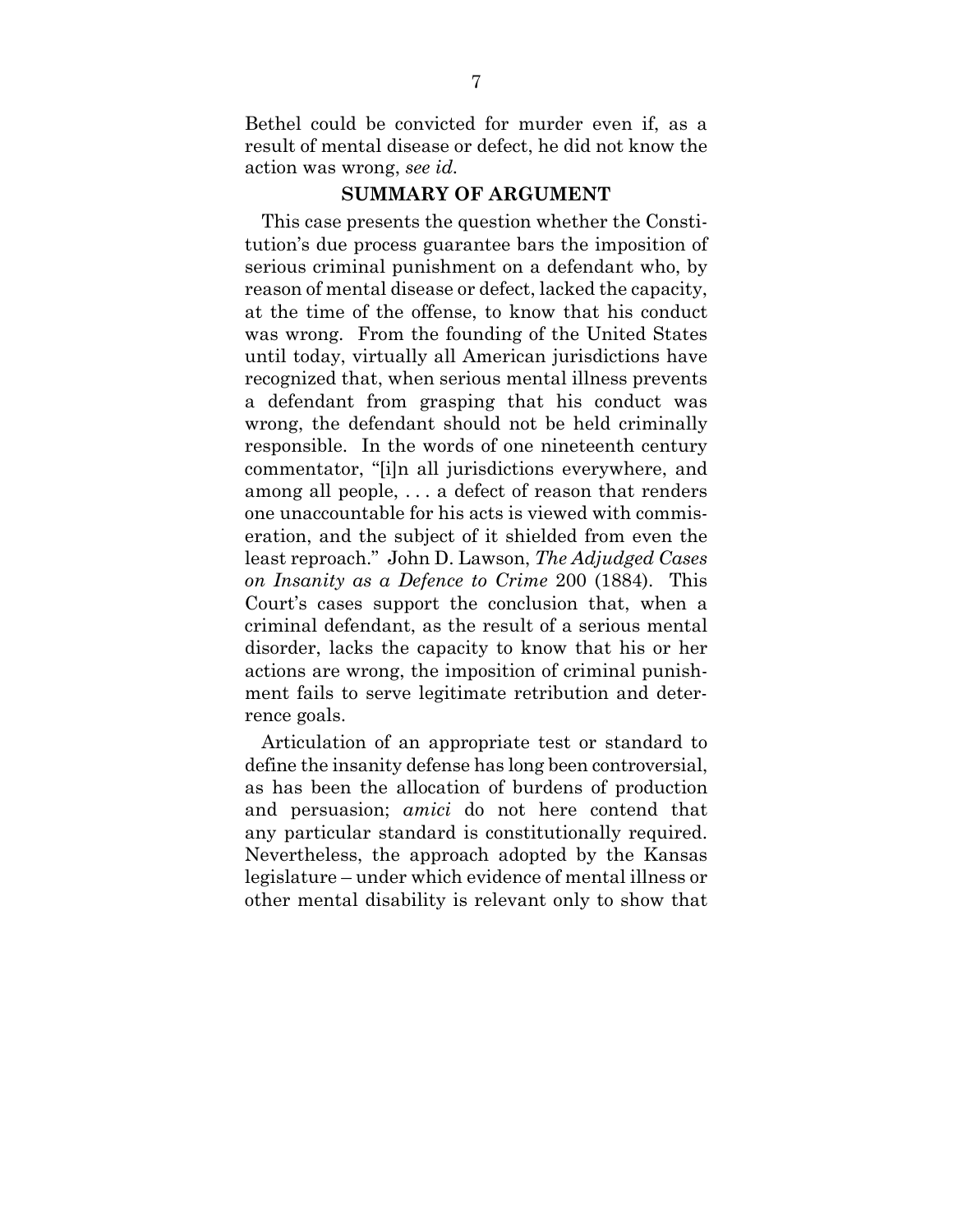Bethel could be convicted for murder even if, as a result of mental disease or defect, he did not know the action was wrong, *see id.*

## SUMMARY OF ARGUMENT

This case presents the question whether the Constitution's due process guarantee bars the imposition of serious criminal punishment on a defendant who, by reason of mental disease or defect, lacked the capacity, at the time of the offense, to know that his conduct was wrong. From the founding of the United States until today, virtually all American jurisdictions have recognized that, when serious mental illness prevents a defendant from grasping that his conduct was wrong, the defendant should not be held criminally responsible. In the words of one nineteenth century commentator, "[i]n all jurisdictions everywhere, and among all people, . . . a defect of reason that renders one unaccountable for his acts is viewed with commiseration, and the subject of it shielded from even the least reproach." John D. Lawson, *The Adjudged Cases on Insanity as a Defence to Crime* 200 (1884). This Court's cases support the conclusion that, when a criminal defendant, as the result of a serious mental disorder, lacks the capacity to know that his or her actions are wrong, the imposition of criminal punishment fails to serve legitimate retribution and deterrence goals.

Articulation of an appropriate test or standard to define the insanity defense has long been controversial, as has been the allocation of burdens of production and persuasion; *amici* do not here contend that any particular standard is constitutionally required. Nevertheless, the approach adopted by the Kansas legislature – under which evidence of mental illness or other mental disability is relevant only to show that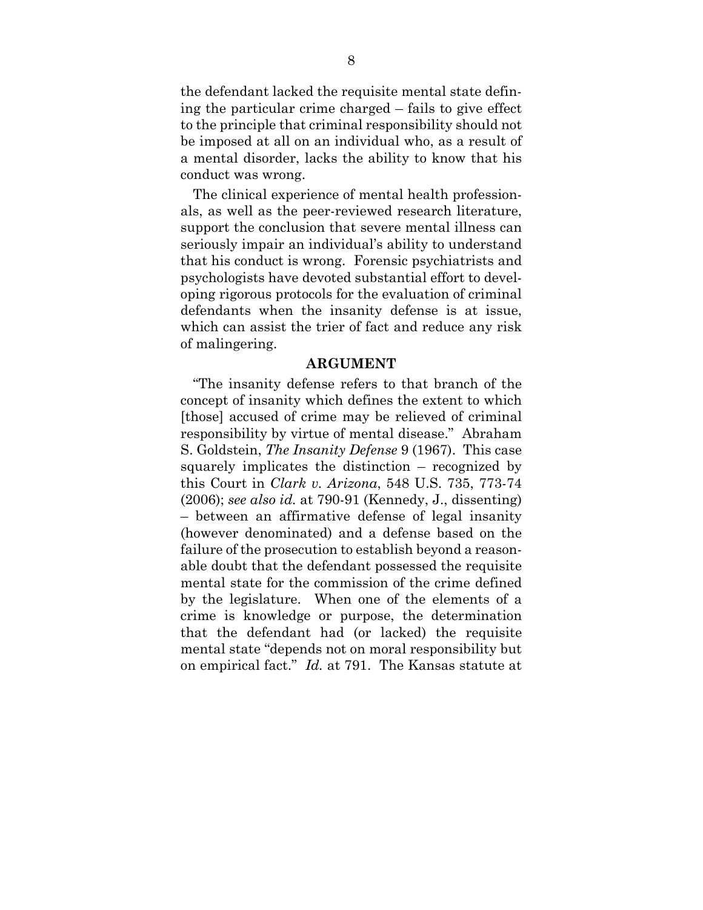the defendant lacked the requisite mental state defining the particular crime charged – fails to give effect to the principle that criminal responsibility should not be imposed at all on an individual who, as a result of a mental disorder, lacks the ability to know that his conduct was wrong.

The clinical experience of mental health professionals, as well as the peer-reviewed research literature, support the conclusion that severe mental illness can seriously impair an individual's ability to understand that his conduct is wrong. Forensic psychiatrists and psychologists have devoted substantial effort to developing rigorous protocols for the evaluation of criminal defendants when the insanity defense is at issue, which can assist the trier of fact and reduce any risk of malingering.

## ARGUMENT

"The insanity defense refers to that branch of the concept of insanity which defines the extent to which [those] accused of crime may be relieved of criminal responsibility by virtue of mental disease." Abraham S. Goldstein, *The Insanity Defense* 9 (1967). This case squarely implicates the distinction – recognized by this Court in *Clark v. Arizona*, 548 U.S. 735, 773-74 (2006); *see also id.* at 790-91 (Kennedy, J., dissenting) – between an affirmative defense of legal insanity (however denominated) and a defense based on the failure of the prosecution to establish beyond a reasonable doubt that the defendant possessed the requisite mental state for the commission of the crime defined by the legislature. When one of the elements of a crime is knowledge or purpose, the determination that the defendant had (or lacked) the requisite mental state "depends not on moral responsibility but on empirical fact." *Id.* at 791. The Kansas statute at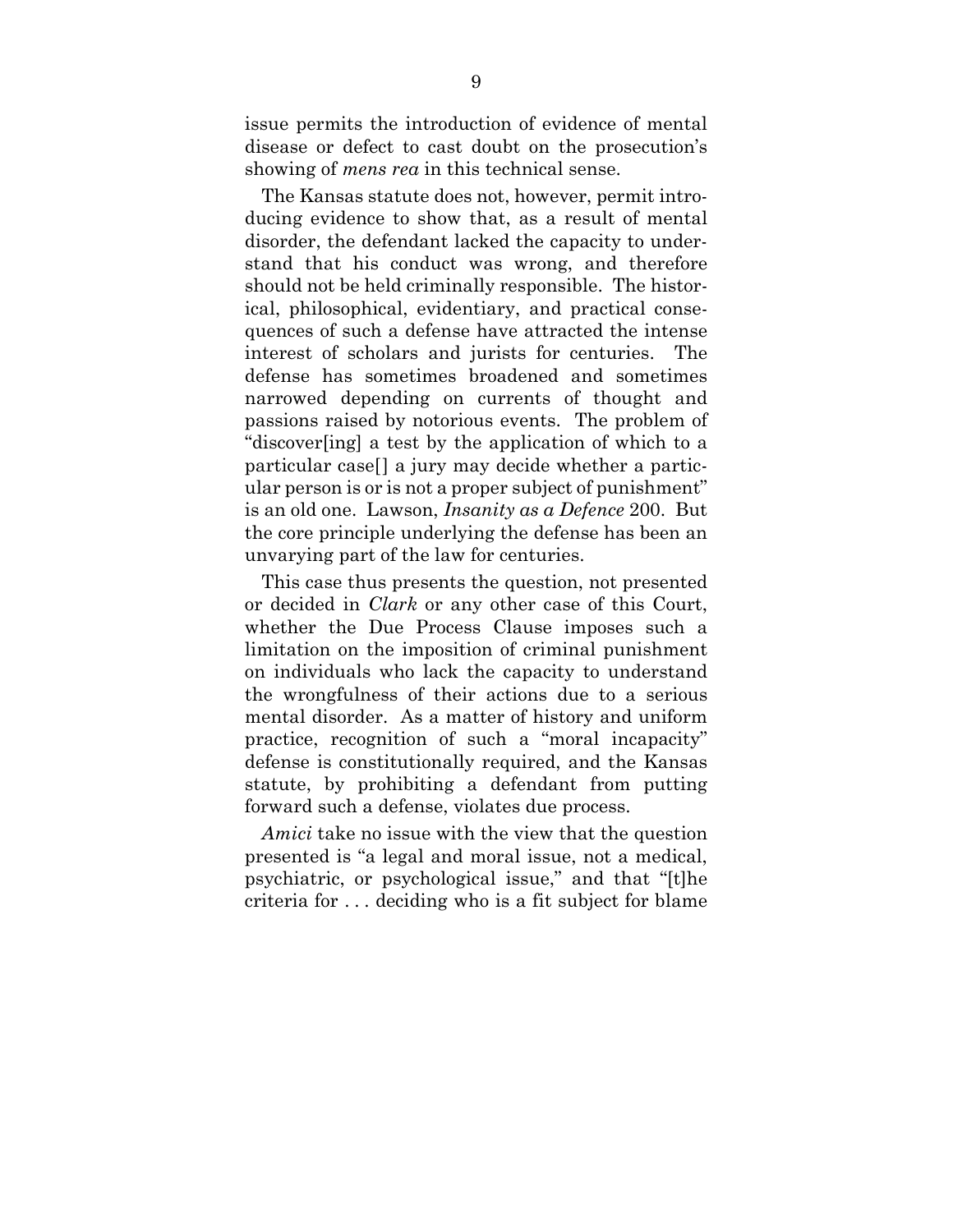issue permits the introduction of evidence of mental disease or defect to cast doubt on the prosecution's showing of *mens rea* in this technical sense.

The Kansas statute does not, however, permit introducing evidence to show that, as a result of mental disorder, the defendant lacked the capacity to understand that his conduct was wrong, and therefore should not be held criminally responsible. The historical, philosophical, evidentiary, and practical consequences of such a defense have attracted the intense interest of scholars and jurists for centuries. The defense has sometimes broadened and sometimes narrowed depending on currents of thought and passions raised by notorious events. The problem of "discover[ing] a test by the application of which to a particular case[] a jury may decide whether a particular person is or is not a proper subject of punishment" is an old one. Lawson, *Insanity as a Defence* 200. But the core principle underlying the defense has been an unvarying part of the law for centuries.

This case thus presents the question, not presented or decided in *Clark* or any other case of this Court, whether the Due Process Clause imposes such a limitation on the imposition of criminal punishment on individuals who lack the capacity to understand the wrongfulness of their actions due to a serious mental disorder. As a matter of history and uniform practice, recognition of such a "moral incapacity" defense is constitutionally required, and the Kansas statute, by prohibiting a defendant from putting forward such a defense, violates due process.

*Amici* take no issue with the view that the question presented is "a legal and moral issue, not a medical, psychiatric, or psychological issue," and that "[t]he criteria for . . . deciding who is a fit subject for blame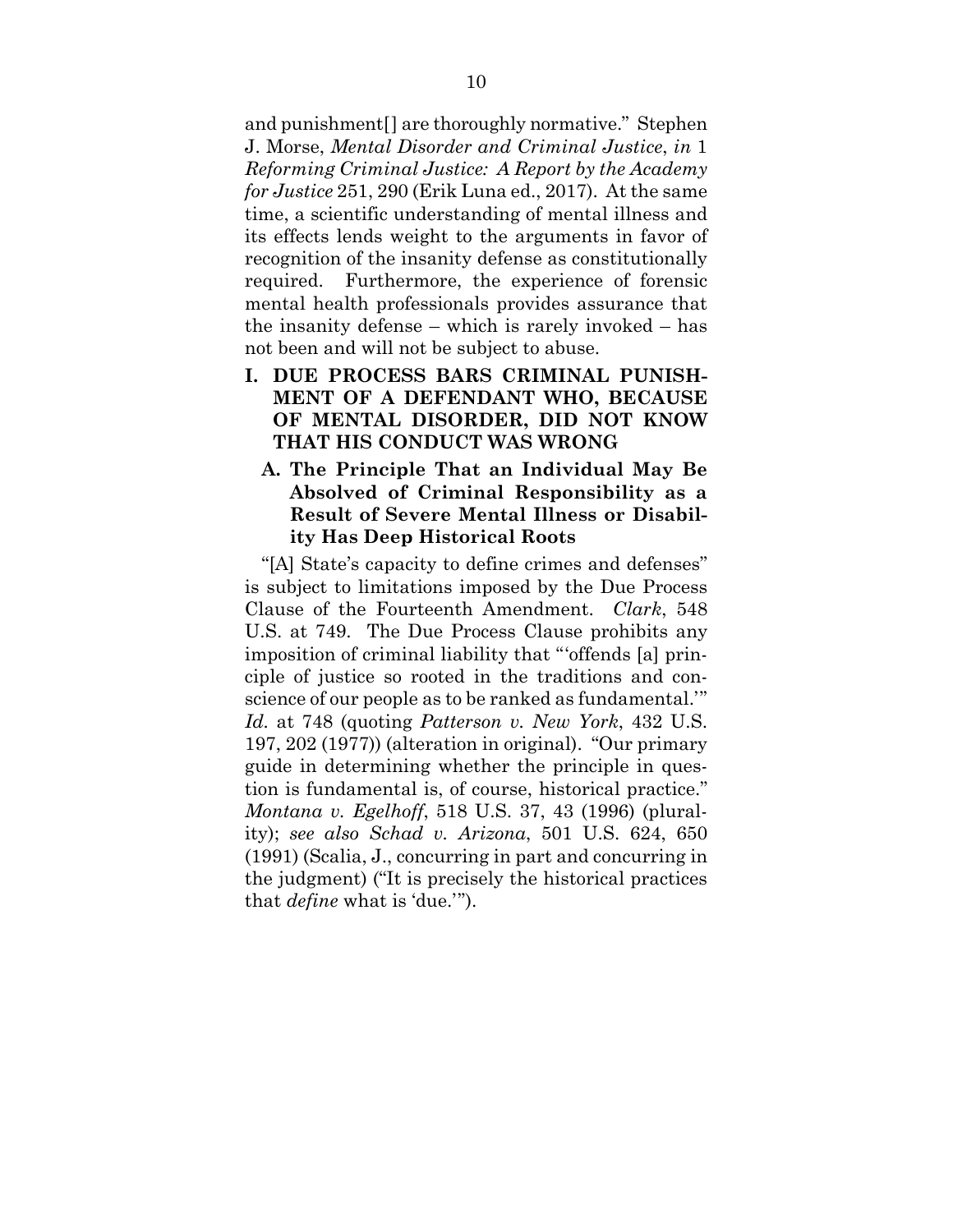and punishment[] are thoroughly normative." Stephen J. Morse, *Mental Disorder and Criminal Justice*, *in* 1 *Reforming Criminal Justice: A Report by the Academy for Justice* 251, 290 (Erik Luna ed., 2017). At the same time, a scientific understanding of mental illness and its effects lends weight to the arguments in favor of recognition of the insanity defense as constitutionally required. Furthermore, the experience of forensic mental health professionals provides assurance that the insanity defense – which is rarely invoked – has not been and will not be subject to abuse.

# I. DUE PROCESS BARS CRIMINAL PUNISHMENT OF A DEFENDANT WHO, BECAUSE OF MENTAL DISORDER, DID NOT KNOW THAT HIS CONDUCT WAS WRONG

## A. The Principle That an Individual May Be Absolved of Criminal Responsibility as a Result of Severe Mental Illness or Disability Has Deep Historical Roots

"[A] State's capacity to define crimes and defenses" is subject to limitations imposed by the Due Process Clause of the Fourteenth Amendment. *Clark*, 548 U.S. at 749. The Due Process Clause prohibits any imposition of criminal liability that "'offends [a] principle of justice so rooted in the traditions and conscience of our people as to be ranked as fundamental.'" *Id.* at 748 (quoting *Patterson v. New York*, 432 U.S. 197, 202 (1977)) (alteration in original). "Our primary guide in determining whether the principle in question is fundamental is, of course, historical practice." *Montana v. Egelhoff*, 518 U.S. 37, 43 (1996) (plurality); *see also Schad v. Arizona*, 501 U.S. 624, 650 (1991) (Scalia, J., concurring in part and concurring in the judgment) ("It is precisely the historical practices that *define* what is 'due.'").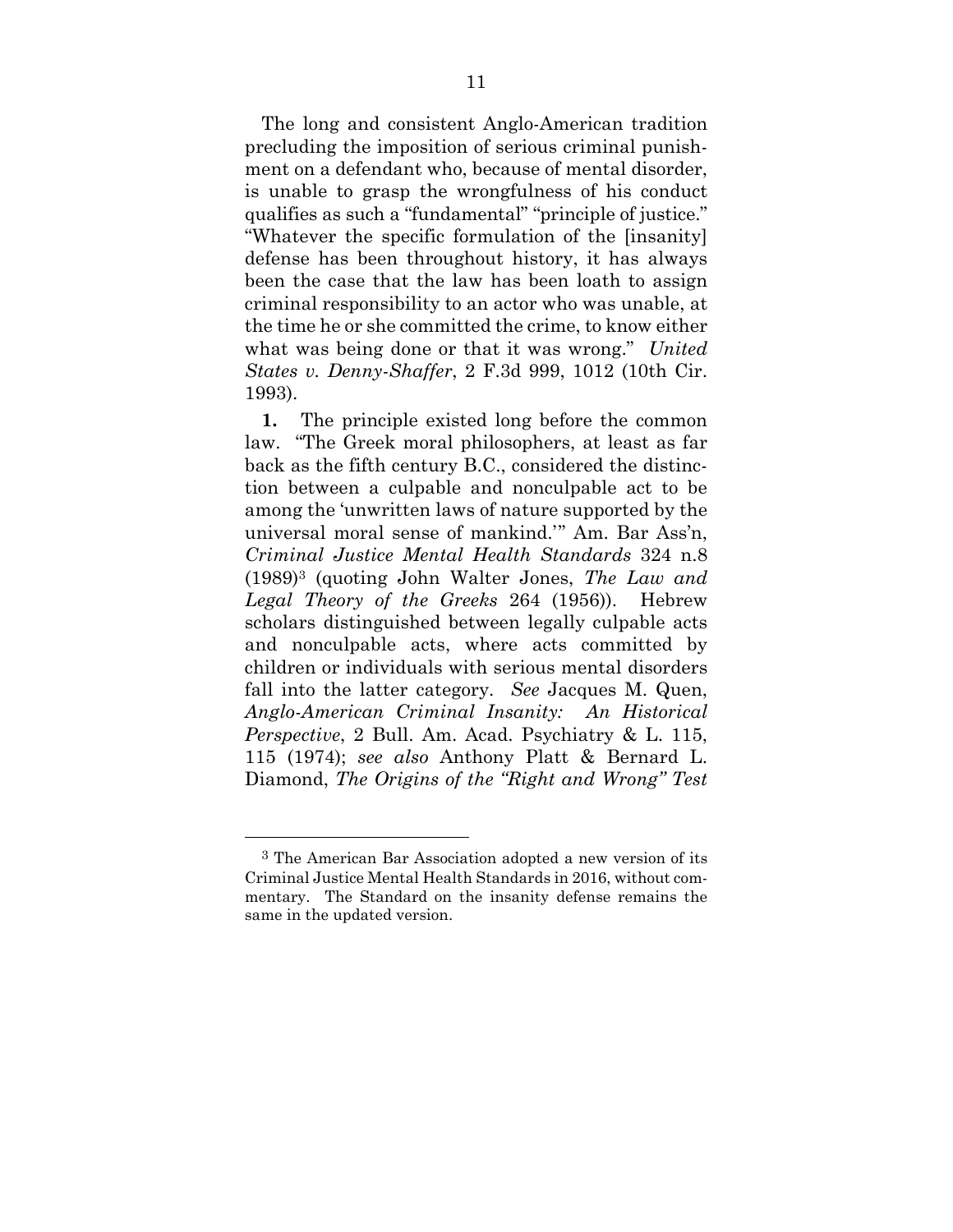The long and consistent Anglo-American tradition precluding the imposition of serious criminal punishment on a defendant who, because of mental disorder, is unable to grasp the wrongfulness of his conduct qualifies as such a "fundamental" "principle of justice." "Whatever the specific formulation of the [insanity] defense has been throughout history, it has always been the case that the law has been loath to assign criminal responsibility to an actor who was unable, at the time he or she committed the crime, to know either what was being done or that it was wrong." *United States v. Denny-Shaffer*, 2 F.3d 999, 1012 (10th Cir. 1993).

**1.** The principle existed long before the common law. "The Greek moral philosophers, at least as far back as the fifth century B.C., considered the distinction between a culpable and nonculpable act to be among the 'unwritten laws of nature supported by the universal moral sense of mankind.'" Am. Bar Ass'n, *Criminal Justice Mental Health Standards* 324 n.8 (1989)[3] (quoting John Walter Jones, *The Law and Legal Theory of the Greeks* 264 (1956)). Hebrew scholars distinguished between legally culpable acts and nonculpable acts, where acts committed by children or individuals with serious mental disorders fall into the latter category. *See* Jacques M. Quen, *Anglo-American Criminal Insanity: An Historical Perspective*, 2 Bull. Am. Acad. Psychiatry & L. 115, 115 (1974); *see also* Anthony Platt & Bernard L. Diamond, *The Origins of the "Right and Wrong" Test*

---

[3] The American Bar Association adopted a new version of its Criminal Justice Mental Health Standards in 2016, without commentary. The Standard on the insanity defense remains the same in the updated version.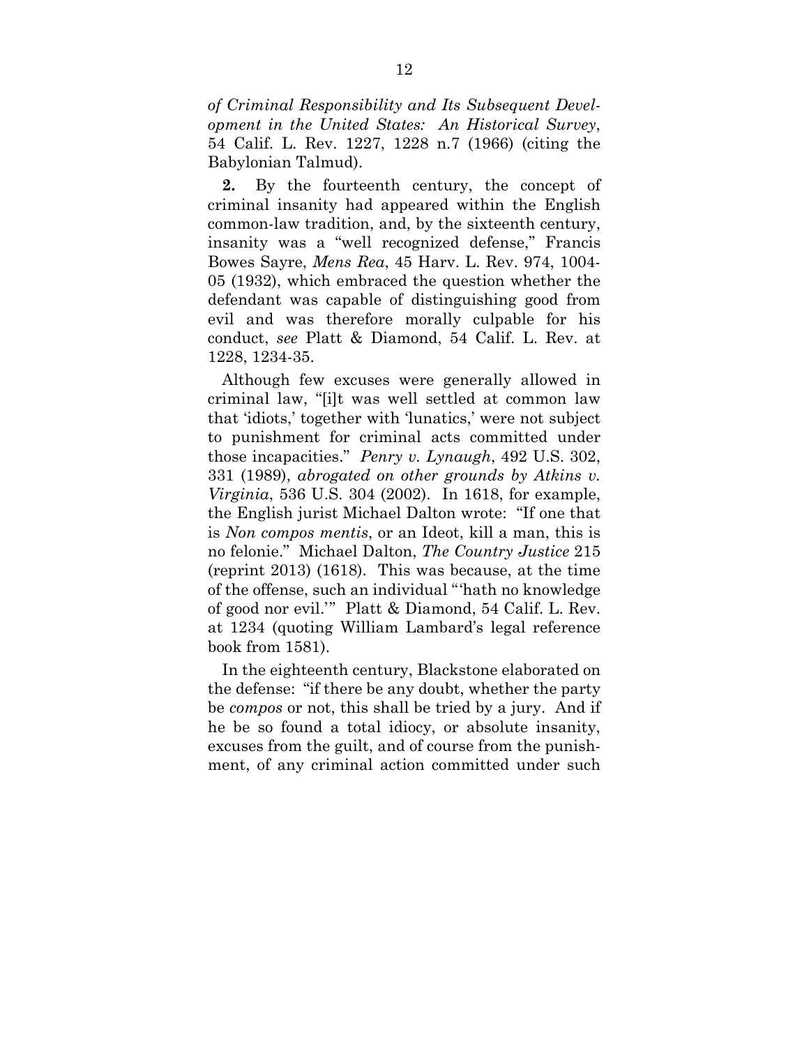*of Criminal Responsibility and Its Subsequent Development in the United States: An Historical Survey*, 54 Calif. L. Rev. 1227, 1228 n.7 (1966) (citing the Babylonian Talmud).

**2.** By the fourteenth century, the concept of criminal insanity had appeared within the English common-law tradition, and, by the sixteenth century, insanity was a "well recognized defense," Francis Bowes Sayre, *Mens Rea*, 45 Harv. L. Rev. 974, 1004-05 (1932), which embraced the question whether the defendant was capable of distinguishing good from evil and was therefore morally culpable for his conduct, *see* Platt & Diamond, 54 Calif. L. Rev. at 1228, 1234-35.

Although few excuses were generally allowed in criminal law, "[i]t was well settled at common law that 'idiots,' together with 'lunatics,' were not subject to punishment for criminal acts committed under those incapacities." *Penry v. Lynaugh*, 492 U.S. 302, 331 (1989), *abrogated on other grounds by Atkins v. Virginia*, 536 U.S. 304 (2002). In 1618, for example, the English jurist Michael Dalton wrote: "If one that is *Non compos mentis*, or an Ideot, kill a man, this is no felonie." Michael Dalton, *The Country Justice* 215 (reprint 2013) (1618). This was because, at the time of the offense, such an individual "'hath no knowledge of good nor evil.'" Platt & Diamond, 54 Calif. L. Rev. at 1234 (quoting William Lambard's legal reference book from 1581).

In the eighteenth century, Blackstone elaborated on the defense: "if there be any doubt, whether the party be *compos* or not, this shall be tried by a jury. And if he be so found a total idiocy, or absolute insanity, excuses from the guilt, and of course from the punishment, of any criminal action committed under such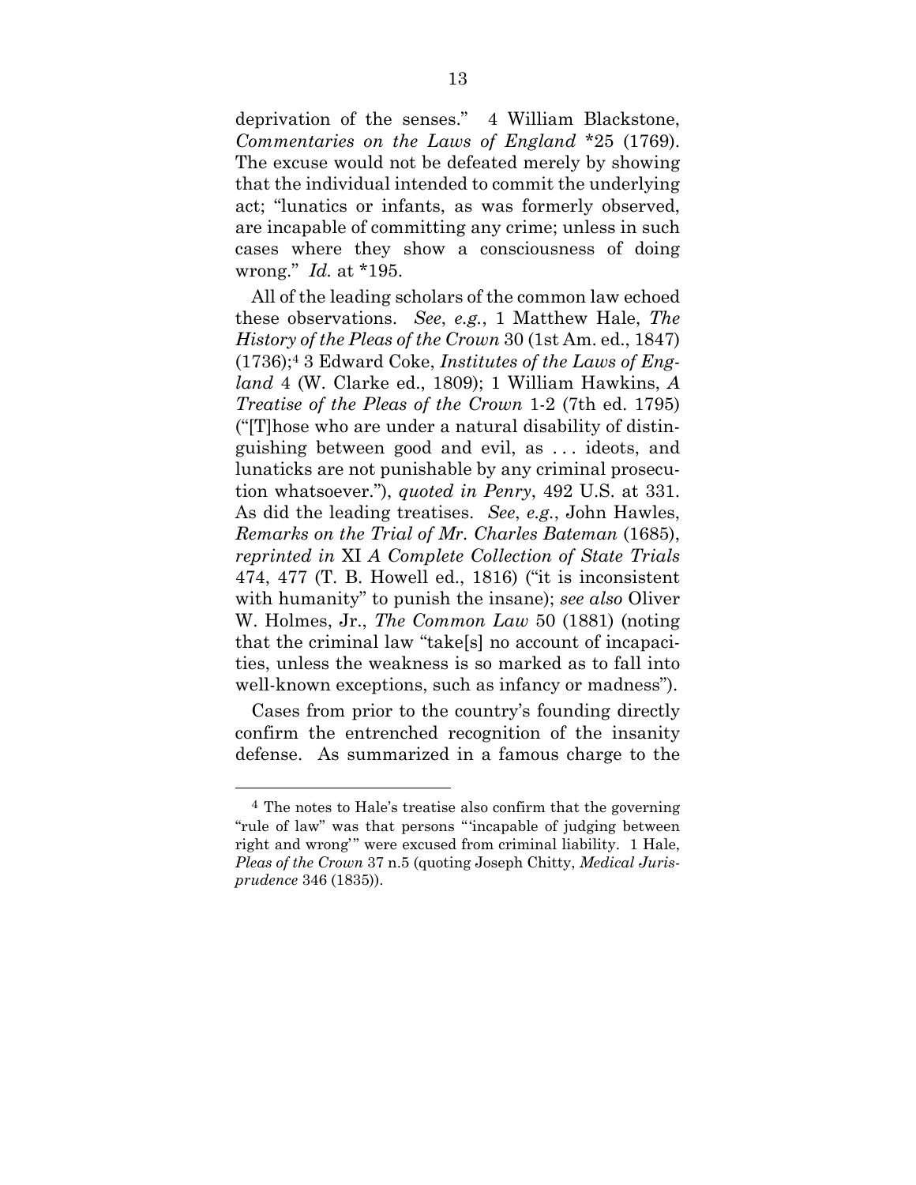deprivation of the senses." 4 William Blackstone, *Commentaries on the Laws of England* *25 (1769). The excuse would not be defeated merely by showing that the individual intended to commit the underlying act; "lunatics or infants, as was formerly observed, are incapable of committing any crime; unless in such cases where they show a consciousness of doing wrong." *Id.* at *195.

All of the leading scholars of the common law echoed these observations. *See*, *e.g.*, 1 Matthew Hale, *The History of the Pleas of the Crown* 30 (1st Am. ed., 1847) (1736);[4] 3 Edward Coke, *Institutes of the Laws of England* 4 (W. Clarke ed., 1809); 1 William Hawkins, *A Treatise of the Pleas of the Crown* 1-2 (7th ed. 1795) ("[T]hose who are under a natural disability of distinguishing between good and evil, as . . . ideots, and lunaticks are not punishable by any criminal prosecution whatsoever."), *quoted in Penry*, 492 U.S. at 331. As did the leading treatises. *See*, *e.g.*, John Hawles, *Remarks on the Trial of Mr. Charles Bateman* (1685), *reprinted in* XI *A Complete Collection of State Trials* 474, 477 (T. B. Howell ed., 1816) ("it is inconsistent with humanity" to punish the insane); *see also* Oliver W. Holmes, Jr., *The Common Law* 50 (1881) (noting that the criminal law "take[s] no account of incapacities, unless the weakness is so marked as to fall into well-known exceptions, such as infancy or madness").

Cases from prior to the country's founding directly confirm the entrenched recognition of the insanity defense. As summarized in a famous charge to the

---

[4] The notes to Hale's treatise also confirm that the governing "rule of law" was that persons "'incapable of judging between right and wrong'" were excused from criminal liability. 1 Hale, *Pleas of the Crown* 37 n.5 (quoting Joseph Chitty, *Medical Jurisprudence* 346 (1835)).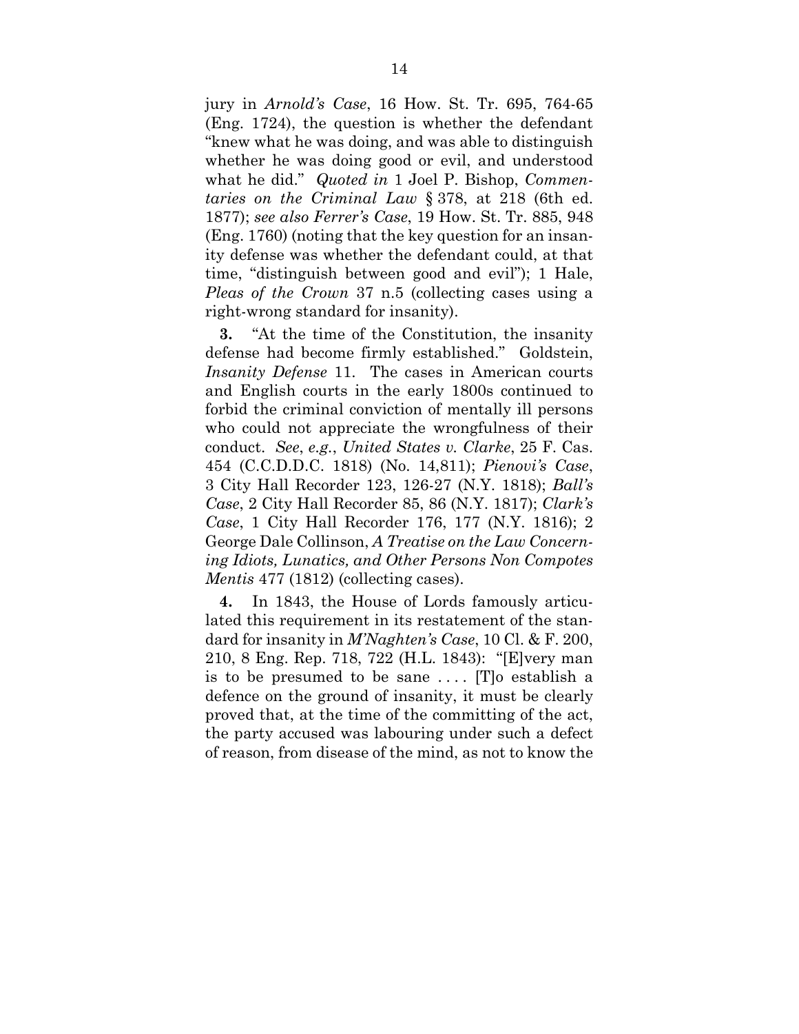jury in *Arnold's Case*, 16 How. St. Tr. 695, 764-65 (Eng. 1724), the question is whether the defendant "knew what he was doing, and was able to distinguish whether he was doing good or evil, and understood what he did." *Quoted in* 1 Joel P. Bishop, *Commentaries on the Criminal Law* § 378, at 218 (6th ed. 1877); *see also Ferrer's Case*, 19 How. St. Tr. 885, 948 (Eng. 1760) (noting that the key question for an insanity defense was whether the defendant could, at that time, "distinguish between good and evil"); 1 Hale, *Pleas of the Crown* 37 n.5 (collecting cases using a right-wrong standard for insanity).

**3.** "At the time of the Constitution, the insanity defense had become firmly established." Goldstein, *Insanity Defense* 11. The cases in American courts and English courts in the early 1800s continued to forbid the criminal conviction of mentally ill persons who could not appreciate the wrongfulness of their conduct. *See*, *e.g.*, *United States v. Clarke*, 25 F. Cas. 454 (C.C.D.D.C. 1818) (No. 14,811); *Pienovi's Case*, 3 City Hall Recorder 123, 126-27 (N.Y. 1818); *Ball's Case*, 2 City Hall Recorder 85, 86 (N.Y. 1817); *Clark's Case*, 1 City Hall Recorder 176, 177 (N.Y. 1816); 2 George Dale Collinson, *A Treatise on the Law Concerning Idiots, Lunatics, and Other Persons Non Compotes Mentis* 477 (1812) (collecting cases).

**4.** In 1843, the House of Lords famously articulated this requirement in its restatement of the standard for insanity in *M'Naghten's Case*, 10 Cl. & F. 200, 210, 8 Eng. Rep. 718, 722 (H.L. 1843): "[E]very man is to be presumed to be sane .... [T]o establish a defence on the ground of insanity, it must be clearly proved that, at the time of the committing of the act, the party accused was labouring under such a defect of reason, from disease of the mind, as not to know the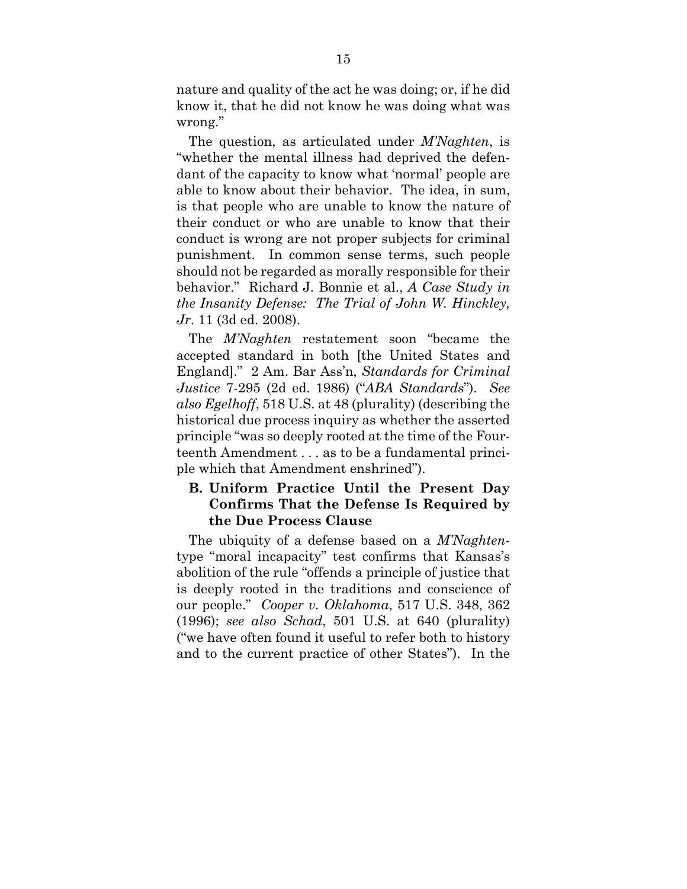nature and quality of the act he was doing; or, if he did know it, that he did not know he was doing what was wrong."

The question, as articulated under *M'Naghten*, is "whether the mental illness had deprived the defendant of the capacity to know what 'normal' people are able to know about their behavior. The idea, in sum, is that people who are unable to know the nature of their conduct or who are unable to know that their conduct is wrong are not proper subjects for criminal punishment. In common sense terms, such people should not be regarded as morally responsible for their behavior." Richard J. Bonnie et al., *A Case Study in the Insanity Defense: The Trial of John W. Hinckley, Jr*. 11 (3d ed. 2008).

The *M'Naghten* restatement soon "became the accepted standard in both [the United States and England]." 2 Am. Bar Ass'n, *Standards for Criminal Justice* 7-295 (2d ed. 1986) ("*ABA Standards*"). *See also Egelhoff*, 518 U.S. at 48 (plurality) (describing the historical due process inquiry as whether the asserted principle "was so deeply rooted at the time of the Fourteenth Amendment . . . as to be a fundamental principle which that Amendment enshrined").

### B. Uniform Practice Until the Present Day Confirms That the Defense Is Required by the Due Process Clause

The ubiquity of a defense based on a *M'Naghten*-type "moral incapacity" test confirms that Kansas's abolition of the rule "offends a principle of justice that is deeply rooted in the traditions and conscience of our people." *Cooper v. Oklahoma*, 517 U.S. 348, 362 (1996); *see also Schad*, 501 U.S. at 640 (plurality) ("we have often found it useful to refer both to history and to the current practice of other States"). In the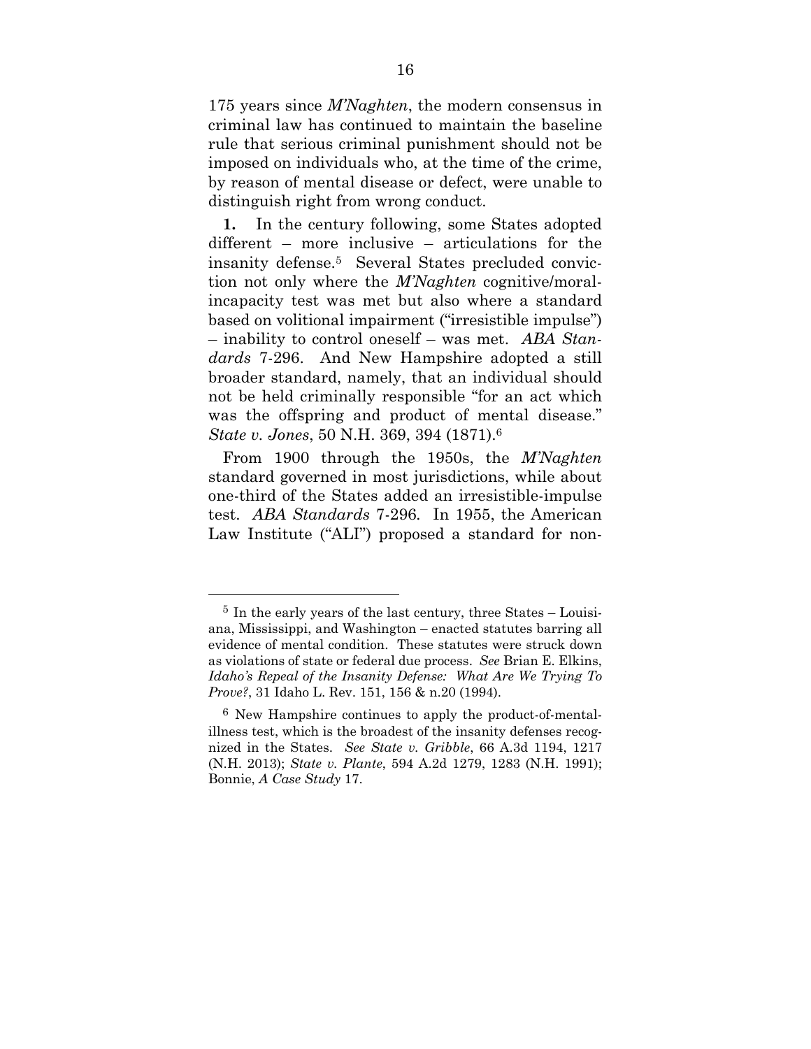175 years since *M'Naghten*, the modern consensus in criminal law has continued to maintain the baseline rule that serious criminal punishment should not be imposed on individuals who, at the time of the crime, by reason of mental disease or defect, were unable to distinguish right from wrong conduct.

**1.** In the century following, some States adopted different – more inclusive – articulations for the insanity defense.[5] Several States precluded conviction not only where the *M'Naghten* cognitive/moral-incapacity test was met but also where a standard based on volitional impairment ("irresistible impulse") – inability to control oneself – was met. *ABA Standards* 7-296. And New Hampshire adopted a still broader standard, namely, that an individual should not be held criminally responsible "for an act which was the offspring and product of mental disease." *State v. Jones*, 50 N.H. 369, 394 (1871).[6]

From 1900 through the 1950s, the *M'Naghten* standard governed in most jurisdictions, while about one-third of the States added an irresistible-impulse test. *ABA Standards* 7-296. In 1955, the American Law Institute ("ALI") proposed a standard for non-

---

[5] In the early years of the last century, three States – Louisiana, Mississippi, and Washington – enacted statutes barring all evidence of mental condition. These statutes were struck down as violations of state or federal due process. *See* Brian E. Elkins, *Idaho's Repeal of the Insanity Defense: What Are We Trying To Prove?*, 31 Idaho L. Rev. 151, 156 & n.20 (1994).

[6] New Hampshire continues to apply the product-of-mental-illness test, which is the broadest of the insanity defenses recognized in the States. *See State v. Gribble*, 66 A.3d 1194, 1217 (N.H. 2013); *State v. Plante*, 594 A.2d 1279, 1283 (N.H. 1991); Bonnie, *A Case Study* 17.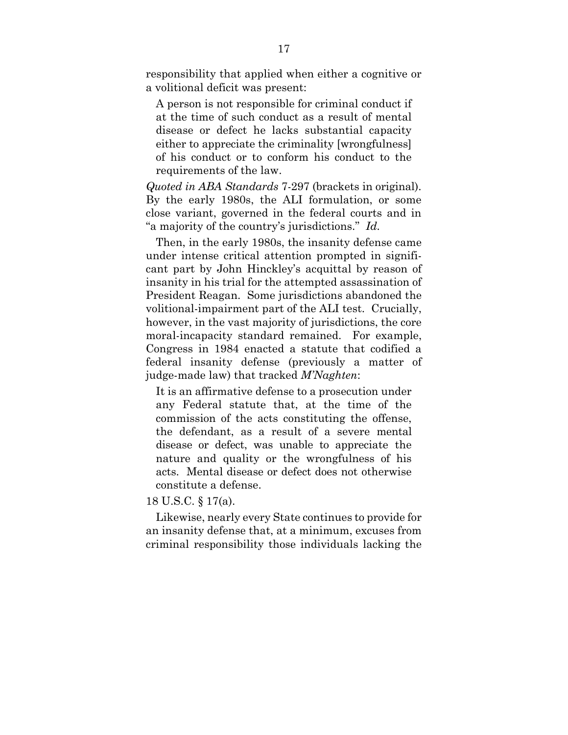responsibility that applied when either a cognitive or a volitional deficit was present:

> A person is not responsible for criminal conduct if at the time of such conduct as a result of mental disease or defect he lacks substantial capacity either to appreciate the criminality [wrongfulness] of his conduct or to conform his conduct to the requirements of the law.

*Quoted in ABA Standards* 7-297 (brackets in original). By the early 1980s, the ALI formulation, or some close variant, governed in the federal courts and in "a majority of the country's jurisdictions." *Id.*

Then, in the early 1980s, the insanity defense came under intense critical attention prompted in significant part by John Hinckley's acquittal by reason of insanity in his trial for the attempted assassination of President Reagan. Some jurisdictions abandoned the volitional-impairment part of the ALI test. Crucially, however, in the vast majority of jurisdictions, the core moral-incapacity standard remained. For example, Congress in 1984 enacted a statute that codified a federal insanity defense (previously a matter of judge-made law) that tracked *M'Naghten*:

> It is an affirmative defense to a prosecution under any Federal statute that, at the time of the commission of the acts constituting the offense, the defendant, as a result of a severe mental disease or defect, was unable to appreciate the nature and quality or the wrongfulness of his acts. Mental disease or defect does not otherwise constitute a defense.

18 U.S.C. § 17(a).

Likewise, nearly every State continues to provide for an insanity defense that, at a minimum, excuses from criminal responsibility those individuals lacking the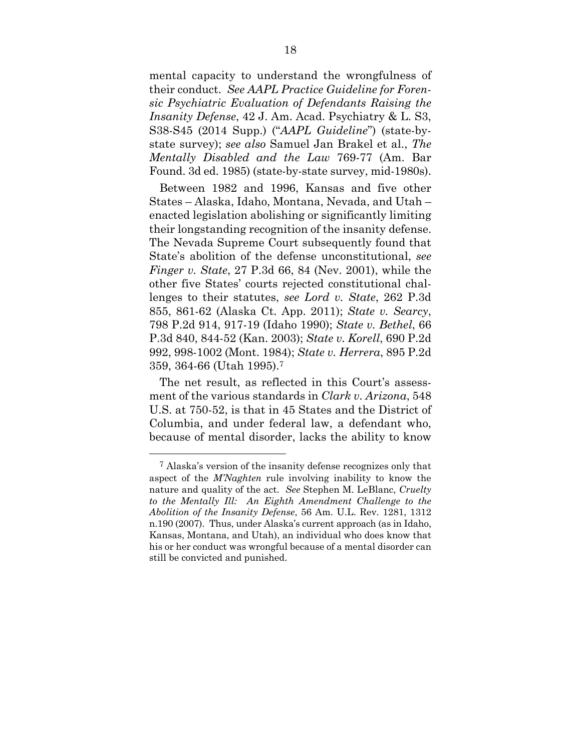mental capacity to understand the wrongfulness of their conduct. *See AAPL Practice Guideline for Forensic Psychiatric Evaluation of Defendants Raising the Insanity Defense*, 42 J. Am. Acad. Psychiatry & L. S3, S38-S45 (2014 Supp.) ("*AAPL Guideline*") (state-by-state survey); *see also* Samuel Jan Brakel et al., *The Mentally Disabled and the Law* 769-77 (Am. Bar Found. 3d ed. 1985) (state-by-state survey, mid-1980s).

Between 1982 and 1996, Kansas and five other States – Alaska, Idaho, Montana, Nevada, and Utah – enacted legislation abolishing or significantly limiting their longstanding recognition of the insanity defense. The Nevada Supreme Court subsequently found that State's abolition of the defense unconstitutional, *see Finger v. State*, 27 P.3d 66, 84 (Nev. 2001), while the other five States' courts rejected constitutional challenges to their statutes, *see Lord v. State*, 262 P.3d 855, 861-62 (Alaska Ct. App. 2011); *State v. Searcy*, 798 P.2d 914, 917-19 (Idaho 1990); *State v. Bethel*, 66 P.3d 840, 844-52 (Kan. 2003); *State v. Korell*, 690 P.2d 992, 998-1002 (Mont. 1984); *State v. Herrera*, 895 P.2d 359, 364-66 (Utah 1995).[7]

The net result, as reflected in this Court's assessment of the various standards in *Clark v. Arizona*, 548 U.S. at 750-52, is that in 45 States and the District of Columbia, and under federal law, a defendant who, because of mental disorder, lacks the ability to know

---

[7] Alaska's version of the insanity defense recognizes only that aspect of the *M'Naghten* rule involving inability to know the nature and quality of the act. *See* Stephen M. LeBlanc, *Cruelty to the Mentally Ill: An Eighth Amendment Challenge to the Abolition of the Insanity Defense*, 56 Am. U.L. Rev. 1281, 1312 n.190 (2007). Thus, under Alaska's current approach (as in Idaho, Kansas, Montana, and Utah), an individual who does know that his or her conduct was wrongful because of a mental disorder can still be convicted and punished.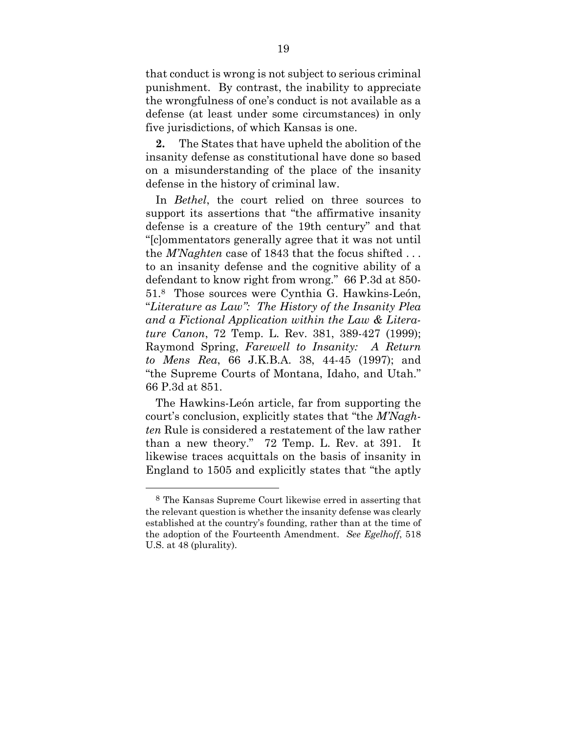that conduct is wrong is not subject to serious criminal punishment. By contrast, the inability to appreciate the wrongfulness of one's conduct is not available as a defense (at least under some circumstances) in only five jurisdictions, of which Kansas is one.

**2.** The States that have upheld the abolition of the insanity defense as constitutional have done so based on a misunderstanding of the place of the insanity defense in the history of criminal law.

In *Bethel*, the court relied on three sources to support its assertions that "the affirmative insanity defense is a creature of the 19th century" and that "[c]ommentators generally agree that it was not until the *M'Naghten* case of 1843 that the focus shifted . . . to an insanity defense and the cognitive ability of a defendant to know right from wrong." 66 P.3d at 850-51.[8] Those sources were Cynthia G. Hawkins-León, "*Literature as Law": The History of the Insanity Plea and a Fictional Application within the Law & Literature Canon*, 72 Temp. L. Rev. 381, 389-427 (1999); Raymond Spring, *Farewell to Insanity: A Return to Mens Rea*, 66 J.K.B.A. 38, 44-45 (1997); and "the Supreme Courts of Montana, Idaho, and Utah." 66 P.3d at 851.

The Hawkins-León article, far from supporting the court's conclusion, explicitly states that "the *M'Naghten* Rule is considered a restatement of the law rather than a new theory." 72 Temp. L. Rev. at 391. It likewise traces acquittals on the basis of insanity in England to 1505 and explicitly states that "the aptly

---

[8] The Kansas Supreme Court likewise erred in asserting that the relevant question is whether the insanity defense was clearly established at the country's founding, rather than at the time of the adoption of the Fourteenth Amendment. *See Egelhoff*, 518 U.S. at 48 (plurality).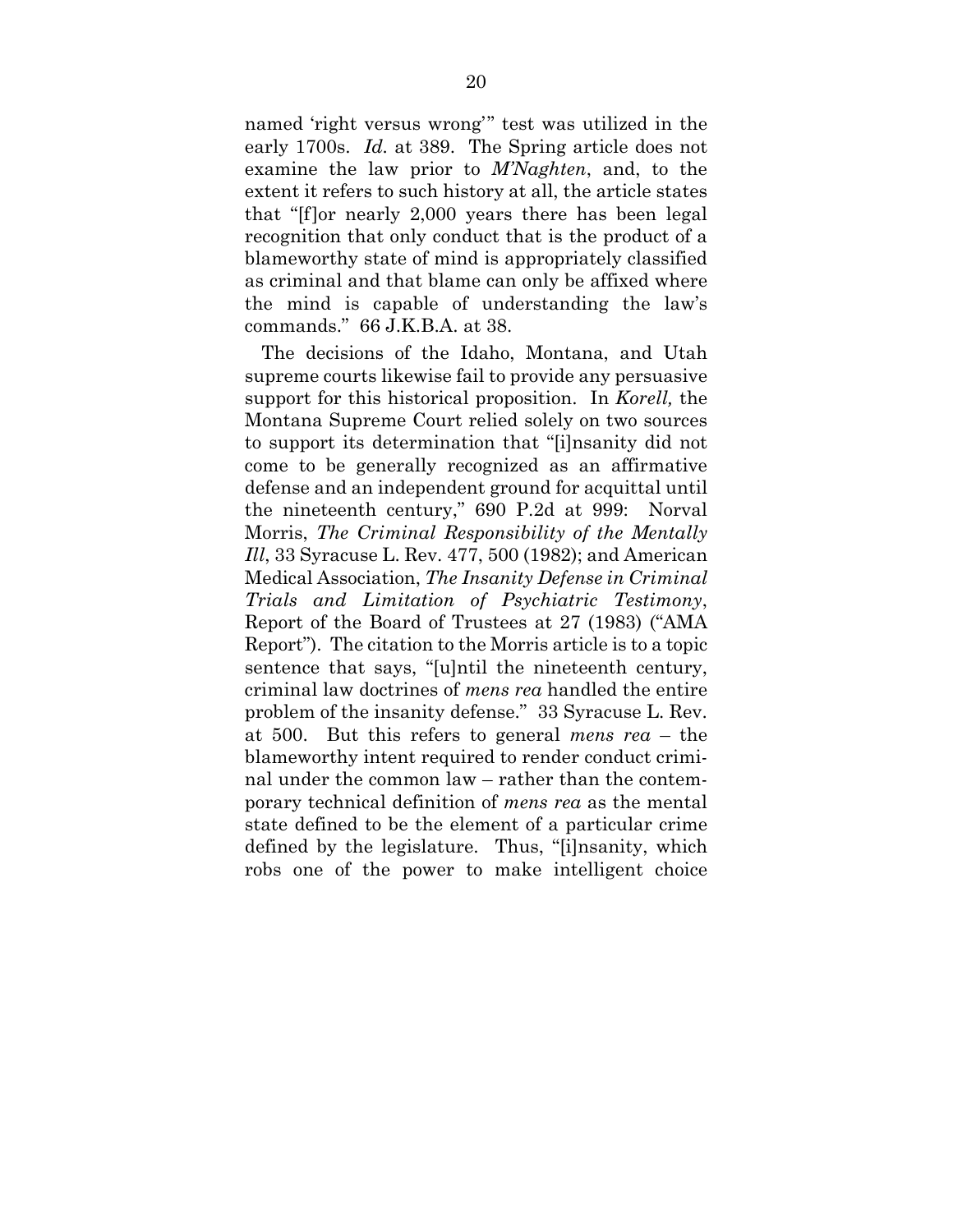named 'right versus wrong'" test was utilized in the early 1700s. *Id.* at 389. The Spring article does not examine the law prior to *M'Naghten*, and, to the extent it refers to such history at all, the article states that "[f]or nearly 2,000 years there has been legal recognition that only conduct that is the product of a blameworthy state of mind is appropriately classified as criminal and that blame can only be affixed where the mind is capable of understanding the law's commands." 66 J.K.B.A. at 38.

The decisions of the Idaho, Montana, and Utah supreme courts likewise fail to provide any persuasive support for this historical proposition. In *Korell,* the Montana Supreme Court relied solely on two sources to support its determination that "[i]nsanity did not come to be generally recognized as an affirmative defense and an independent ground for acquittal until the nineteenth century," 690 P.2d at 999: Norval Morris, *The Criminal Responsibility of the Mentally Ill*, 33 Syracuse L. Rev. 477, 500 (1982); and American Medical Association, *The Insanity Defense in Criminal Trials and Limitation of Psychiatric Testimony*, Report of the Board of Trustees at 27 (1983) ("AMA Report"). The citation to the Morris article is to a topic sentence that says, "[u]ntil the nineteenth century, criminal law doctrines of *mens rea* handled the entire problem of the insanity defense." 33 Syracuse L. Rev. at 500. But this refers to general *mens rea* – the blameworthy intent required to render conduct criminal under the common law – rather than the contemporary technical definition of *mens rea* as the mental state defined to be the element of a particular crime defined by the legislature. Thus, "[i]nsanity, which robs one of the power to make intelligent choice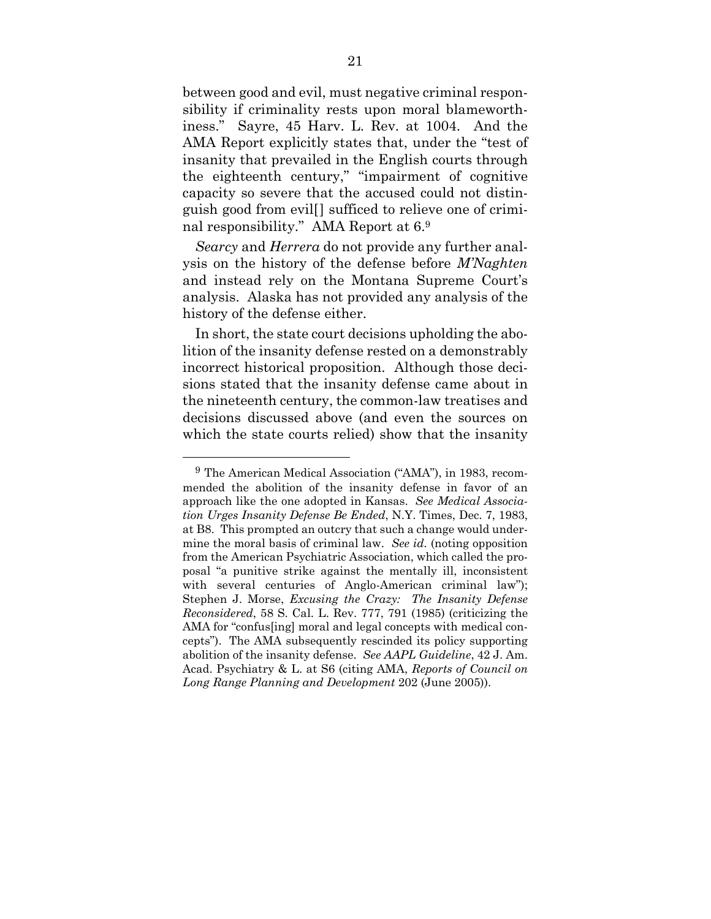between good and evil, must negative criminal responsibility if criminality rests upon moral blameworthiness." Sayre, 45 Harv. L. Rev. at 1004. And the AMA Report explicitly states that, under the "test of insanity that prevailed in the English courts through the eighteenth century," "impairment of cognitive capacity so severe that the accused could not distinguish good from evil[] sufficed to relieve one of criminal responsibility." AMA Report at 6.[9]

*Searcy* and *Herrera* do not provide any further analysis on the history of the defense before *M'Naghten* and instead rely on the Montana Supreme Court's analysis. Alaska has not provided any analysis of the history of the defense either.

In short, the state court decisions upholding the abolition of the insanity defense rested on a demonstrably incorrect historical proposition. Although those decisions stated that the insanity defense came about in the nineteenth century, the common-law treatises and decisions discussed above (and even the sources on which the state courts relied) show that the insanity

---

[9] The American Medical Association ("AMA"), in 1983, recommended the abolition of the insanity defense in favor of an approach like the one adopted in Kansas. *See Medical Association Urges Insanity Defense Be Ended*, N.Y. Times, Dec. 7, 1983, at B8. This prompted an outcry that such a change would undermine the moral basis of criminal law. *See id.* (noting opposition from the American Psychiatric Association, which called the proposal "a punitive strike against the mentally ill, inconsistent with several centuries of Anglo-American criminal law"); Stephen J. Morse, *Excusing the Crazy: The Insanity Defense Reconsidered*, 58 S. Cal. L. Rev. 777, 791 (1985) (criticizing the AMA for "confus[ing] moral and legal concepts with medical concepts"). The AMA subsequently rescinded its policy supporting abolition of the insanity defense. *See AAPL Guideline*, 42 J. Am. Acad. Psychiatry & L. at S6 (citing AMA, *Reports of Council on Long Range Planning and Development* 202 (June 2005)).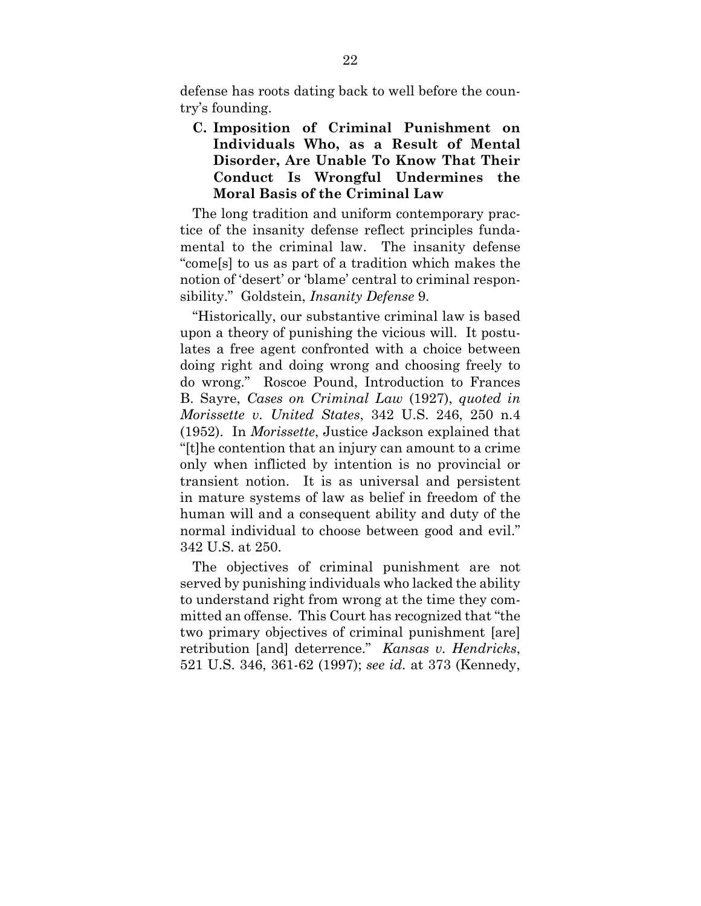defense has roots dating back to well before the country's founding.

### C. Imposition of Criminal Punishment on Individuals Who, as a Result of Mental Disorder, Are Unable To Know That Their Conduct Is Wrongful Undermines the Moral Basis of the Criminal Law

The long tradition and uniform contemporary practice of the insanity defense reflect principles fundamental to the criminal law. The insanity defense "come[s] to us as part of a tradition which makes the notion of 'desert' or 'blame' central to criminal responsibility." Goldstein, *Insanity Defense* 9.

"Historically, our substantive criminal law is based upon a theory of punishing the vicious will. It postulates a free agent confronted with a choice between doing right and doing wrong and choosing freely to do wrong." Roscoe Pound, Introduction to Frances B. Sayre, *Cases on Criminal Law* (1927), *quoted in Morissette v. United States*, 342 U.S. 246, 250 n.4 (1952). In *Morissette*, Justice Jackson explained that "[t]he contention that an injury can amount to a crime only when inflicted by intention is no provincial or transient notion. It is as universal and persistent in mature systems of law as belief in freedom of the human will and a consequent ability and duty of the normal individual to choose between good and evil." 342 U.S. at 250.

The objectives of criminal punishment are not served by punishing individuals who lacked the ability to understand right from wrong at the time they committed an offense. This Court has recognized that "the two primary objectives of criminal punishment [are] retribution [and] deterrence." *Kansas v. Hendricks*, 521 U.S. 346, 361-62 (1997); *see id.* at 373 (Kennedy,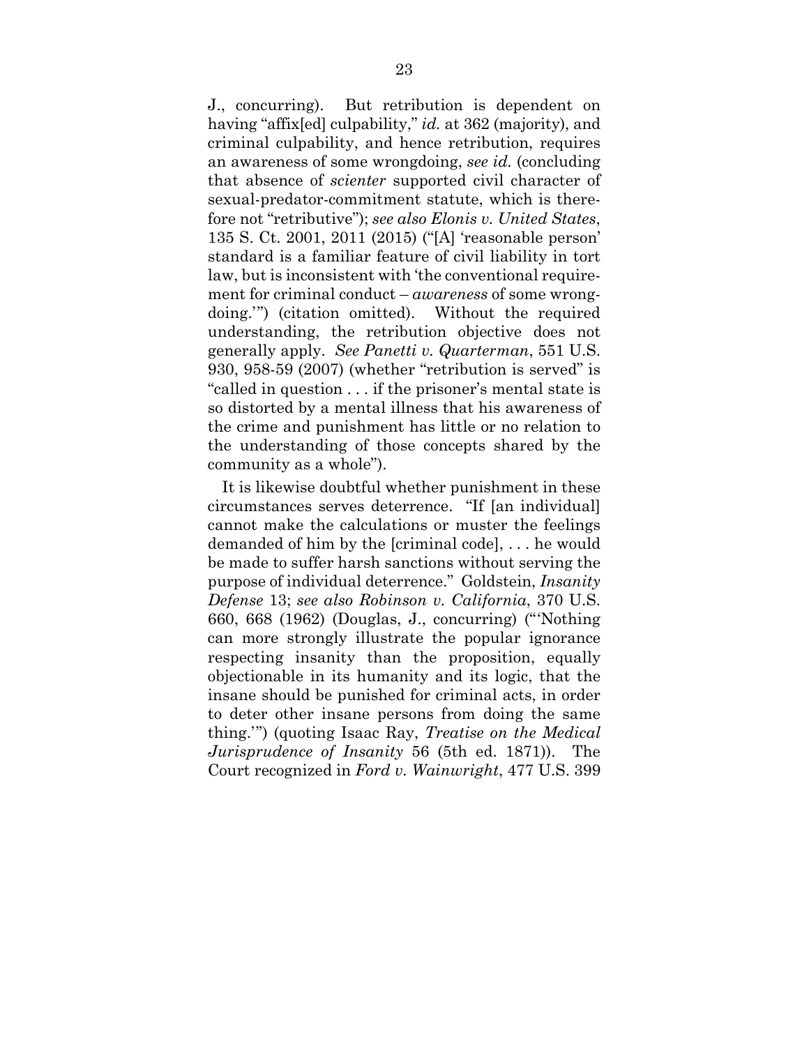J., concurring). But retribution is dependent on having "affix[ed] culpability," *id.* at 362 (majority), and criminal culpability, and hence retribution, requires an awareness of some wrongdoing, *see id.* (concluding that absence of *scienter* supported civil character of sexual-predator-commitment statute, which is therefore not "retributive"); *see also Elonis v. United States*, 135 S. Ct. 2001, 2011 (2015) ("[A] 'reasonable person' standard is a familiar feature of civil liability in tort law, but is inconsistent with 'the conventional requirement for criminal conduct – *awareness* of some wrongdoing.'") (citation omitted). Without the required understanding, the retribution objective does not generally apply. *See Panetti v. Quarterman*, 551 U.S. 930, 958-59 (2007) (whether "retribution is served" is "called in question . . . if the prisoner's mental state is so distorted by a mental illness that his awareness of the crime and punishment has little or no relation to the understanding of those concepts shared by the community as a whole").

It is likewise doubtful whether punishment in these circumstances serves deterrence. "If [an individual] cannot make the calculations or muster the feelings demanded of him by the [criminal code], . . . he would be made to suffer harsh sanctions without serving the purpose of individual deterrence." Goldstein, *Insanity Defense* 13; *see also Robinson v. California*, 370 U.S. 660, 668 (1962) (Douglas, J., concurring) ("'Nothing can more strongly illustrate the popular ignorance respecting insanity than the proposition, equally objectionable in its humanity and its logic, that the insane should be punished for criminal acts, in order to deter other insane persons from doing the same thing.'") (quoting Isaac Ray, *Treatise on the Medical Jurisprudence of Insanity* 56 (5th ed. 1871)). The Court recognized in *Ford v. Wainwright*, 477 U.S. 399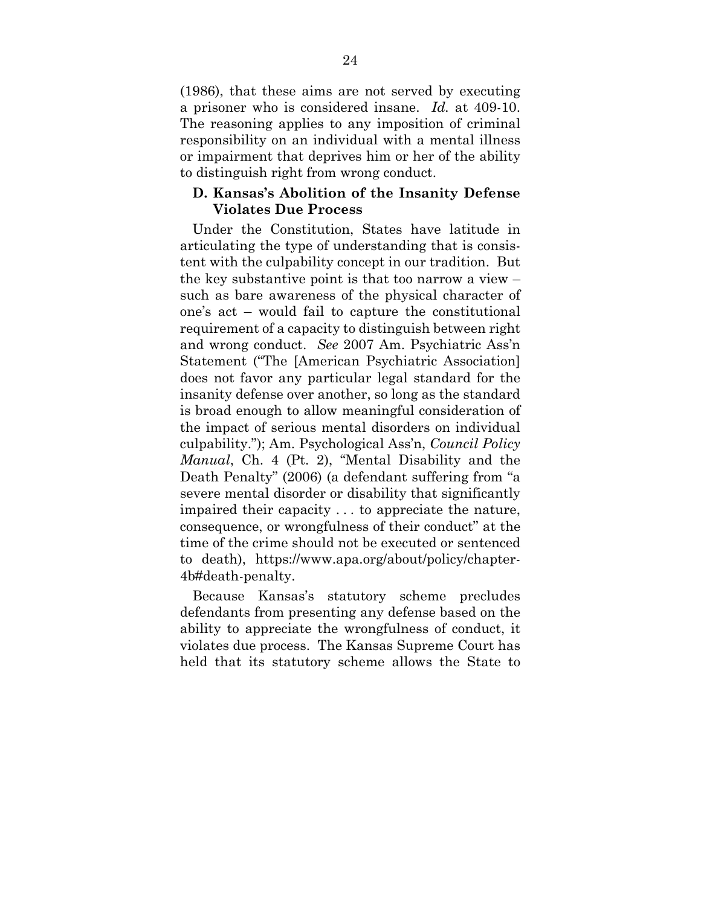(1986), that these aims are not served by executing a prisoner who is considered insane. *Id.* at 409-10. The reasoning applies to any imposition of criminal responsibility on an individual with a mental illness or impairment that deprives him or her of the ability to distinguish right from wrong conduct.

### D. Kansas's Abolition of the Insanity Defense Violates Due Process

Under the Constitution, States have latitude in articulating the type of understanding that is consistent with the culpability concept in our tradition. But the key substantive point is that too narrow a view – such as bare awareness of the physical character of one's act – would fail to capture the constitutional requirement of a capacity to distinguish between right and wrong conduct. *See* 2007 Am. Psychiatric Ass'n Statement ("The [American Psychiatric Association] does not favor any particular legal standard for the insanity defense over another, so long as the standard is broad enough to allow meaningful consideration of the impact of serious mental disorders on individual culpability."); Am. Psychological Ass'n, *Council Policy Manual*, Ch. 4 (Pt. 2), "Mental Disability and the Death Penalty" (2006) (a defendant suffering from "a severe mental disorder or disability that significantly impaired their capacity . . . to appreciate the nature, consequence, or wrongfulness of their conduct" at the time of the crime should not be executed or sentenced to death), https://www.apa.org/about/policy/chapter-4b#death-penalty.

Because Kansas's statutory scheme precludes defendants from presenting any defense based on the ability to appreciate the wrongfulness of conduct, it violates due process. The Kansas Supreme Court has held that its statutory scheme allows the State to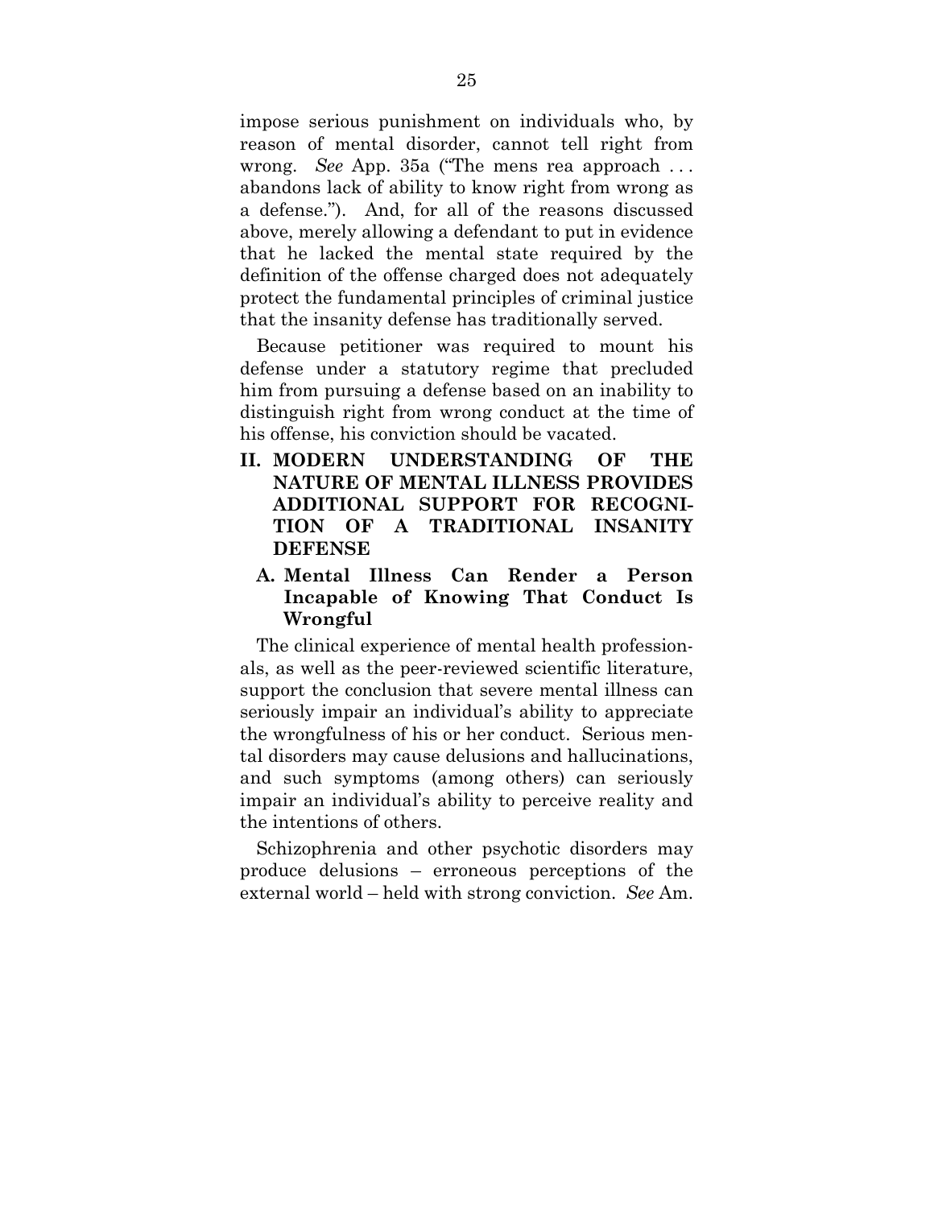impose serious punishment on individuals who, by reason of mental disorder, cannot tell right from wrong. *See* App. 35a ("The mens rea approach . . . abandons lack of ability to know right from wrong as a defense."). And, for all of the reasons discussed above, merely allowing a defendant to put in evidence that he lacked the mental state required by the definition of the offense charged does not adequately protect the fundamental principles of criminal justice that the insanity defense has traditionally served.

Because petitioner was required to mount his defense under a statutory regime that precluded him from pursuing a defense based on an inability to distinguish right from wrong conduct at the time of his offense, his conviction should be vacated.

## II. MODERN UNDERSTANDING OF THE NATURE OF MENTAL ILLNESS PROVIDES ADDITIONAL SUPPORT FOR RECOGNITION OF A TRADITIONAL INSANITY DEFENSE

### A. Mental Illness Can Render a Person Incapable of Knowing That Conduct Is Wrongful

The clinical experience of mental health professionals, as well as the peer-reviewed scientific literature, support the conclusion that severe mental illness can seriously impair an individual's ability to appreciate the wrongfulness of his or her conduct. Serious mental disorders may cause delusions and hallucinations, and such symptoms (among others) can seriously impair an individual's ability to perceive reality and the intentions of others.

Schizophrenia and other psychotic disorders may produce delusions – erroneous perceptions of the external world – held with strong conviction. *See* Am.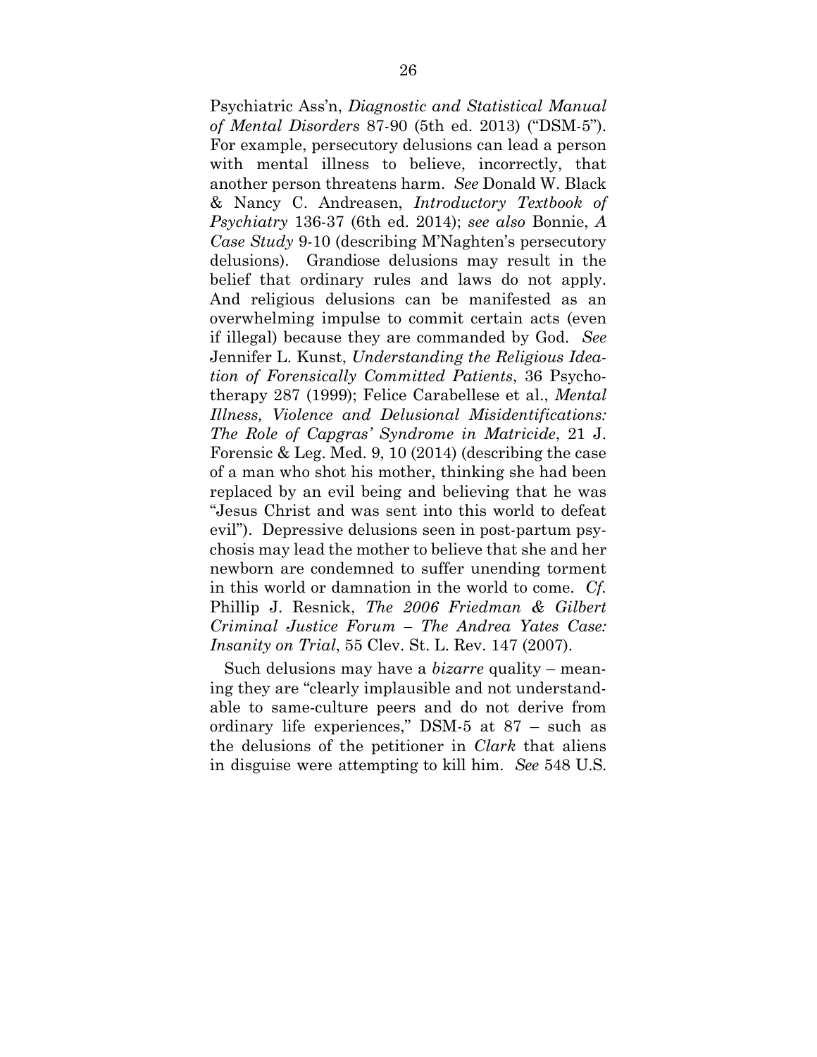Psychiatric Ass'n, *Diagnostic and Statistical Manual of Mental Disorders* 87-90 (5th ed. 2013) ("DSM-5"). For example, persecutory delusions can lead a person with mental illness to believe, incorrectly, that another person threatens harm. *See* Donald W. Black & Nancy C. Andreasen, *Introductory Textbook of Psychiatry* 136-37 (6th ed. 2014); *see also* Bonnie, *A Case Study* 9-10 (describing M'Naghten's persecutory delusions). Grandiose delusions may result in the belief that ordinary rules and laws do not apply. And religious delusions can be manifested as an overwhelming impulse to commit certain acts (even if illegal) because they are commanded by God. *See* Jennifer L. Kunst, *Understanding the Religious Ideation of Forensically Committed Patients*, 36 Psychotherapy 287 (1999); Felice Carabellese et al., *Mental Illness, Violence and Delusional Misidentifications: The Role of Capgras' Syndrome in Matricide*, 21 J. Forensic & Leg. Med. 9, 10 (2014) (describing the case of a man who shot his mother, thinking she had been replaced by an evil being and believing that he was "Jesus Christ and was sent into this world to defeat evil"). Depressive delusions seen in post-partum psychosis may lead the mother to believe that she and her newborn are condemned to suffer unending torment in this world or damnation in the world to come. *Cf.* Phillip J. Resnick, *The 2006 Friedman & Gilbert Criminal Justice Forum – The Andrea Yates Case: Insanity on Trial*, 55 Clev. St. L. Rev. 147 (2007).

Such delusions may have a *bizarre* quality – meaning they are "clearly implausible and not understandable to same-culture peers and do not derive from ordinary life experiences," DSM-5 at 87 – such as the delusions of the petitioner in *Clark* that aliens in disguise were attempting to kill him. *See* 548 U.S.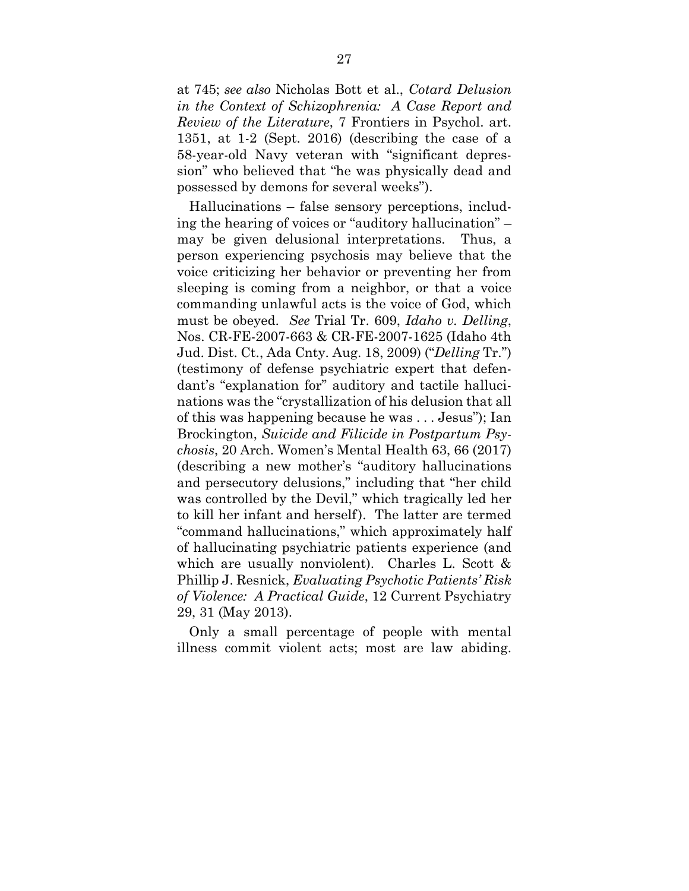at 745; *see also* Nicholas Bott et al., *Cotard Delusion in the Context of Schizophrenia: A Case Report and Review of the Literature*, 7 Frontiers in Psychol. art. 1351, at 1-2 (Sept. 2016) (describing the case of a 58-year-old Navy veteran with "significant depression" who believed that "he was physically dead and possessed by demons for several weeks").

Hallucinations – false sensory perceptions, including the hearing of voices or "auditory hallucination" – may be given delusional interpretations. Thus, a person experiencing psychosis may believe that the voice criticizing her behavior or preventing her from sleeping is coming from a neighbor, or that a voice commanding unlawful acts is the voice of God, which must be obeyed. *See* Trial Tr. 609, *Idaho v. Delling*, Nos. CR-FE-2007-663 & CR-FE-2007-1625 (Idaho 4th Jud. Dist. Ct., Ada Cnty. Aug. 18, 2009) ("*Delling* Tr.") (testimony of defense psychiatric expert that defendant's "explanation for" auditory and tactile hallucinations was the "crystallization of his delusion that all of this was happening because he was . . . Jesus"); Ian Brockington, *Suicide and Filicide in Postpartum Psychosis*, 20 Arch. Women's Mental Health 63, 66 (2017) (describing a new mother's "auditory hallucinations and persecutory delusions," including that "her child was controlled by the Devil," which tragically led her to kill her infant and herself). The latter are termed "command hallucinations," which approximately half of hallucinating psychiatric patients experience (and which are usually nonviolent). Charles L. Scott & Phillip J. Resnick, *Evaluating Psychotic Patients' Risk of Violence: A Practical Guide*, 12 Current Psychiatry 29, 31 (May 2013).

Only a small percentage of people with mental illness commit violent acts; most are law abiding.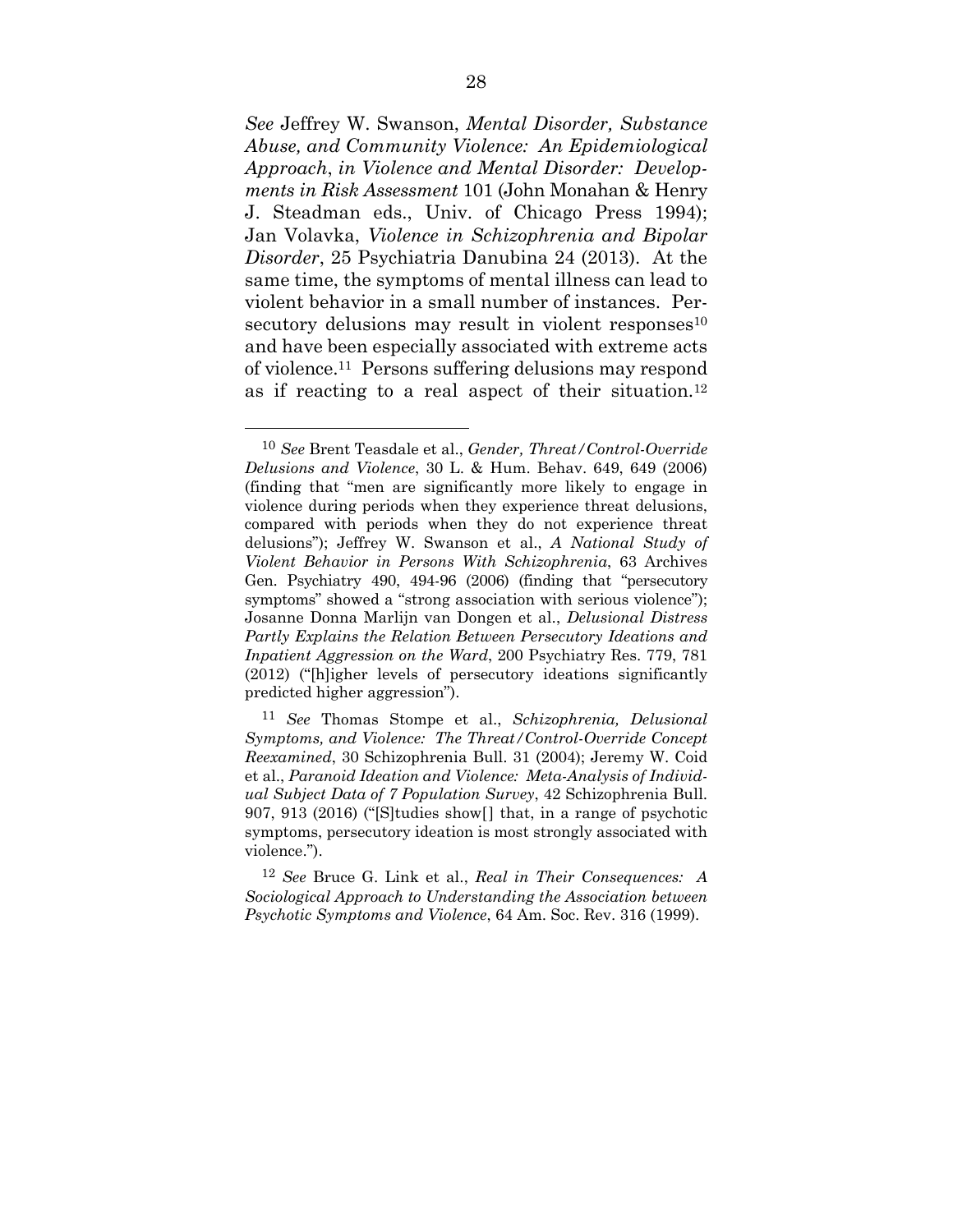*See* Jeffrey W. Swanson, *Mental Disorder, Substance Abuse, and Community Violence: An Epidemiological Approach*, *in Violence and Mental Disorder: Developments in Risk Assessment* 101 (John Monahan & Henry J. Steadman eds., Univ. of Chicago Press 1994); Jan Volavka, *Violence in Schizophrenia and Bipolar Disorder*, 25 Psychiatria Danubina 24 (2013). At the same time, the symptoms of mental illness can lead to violent behavior in a small number of instances. Persecutory delusions may result in violent responses[10] and have been especially associated with extreme acts of violence.[11] Persons suffering delusions may respond as if reacting to a real aspect of their situation.[12]

---

[10] *See* Brent Teasdale et al., *Gender, Threat/Control-Override Delusions and Violence*, 30 L. & Hum. Behav. 649, 649 (2006) (finding that "men are significantly more likely to engage in violence during periods when they experience threat delusions, compared with periods when they do not experience threat delusions"); Jeffrey W. Swanson et al., *A National Study of Violent Behavior in Persons With Schizophrenia*, 63 Archives Gen. Psychiatry 490, 494-96 (2006) (finding that "persecutory symptoms" showed a "strong association with serious violence"); Josanne Donna Marlijn van Dongen et al., *Delusional Distress Partly Explains the Relation Between Persecutory Ideations and Inpatient Aggression on the Ward*, 200 Psychiatry Res. 779, 781 (2012) ("[h]igher levels of persecutory ideations significantly predicted higher aggression").

[11] *See* Thomas Stompe et al., *Schizophrenia, Delusional Symptoms, and Violence: The Threat/Control-Override Concept Reexamined*, 30 Schizophrenia Bull. 31 (2004); Jeremy W. Coid et al., *Paranoid Ideation and Violence: Meta-Analysis of Individual Subject Data of 7 Population Survey*, 42 Schizophrenia Bull. 907, 913 (2016) ("[S]tudies show[] that, in a range of psychotic symptoms, persecutory ideation is most strongly associated with violence.").

[12] *See* Bruce G. Link et al., *Real in Their Consequences: A Sociological Approach to Understanding the Association between Psychotic Symptoms and Violence*, 64 Am. Soc. Rev. 316 (1999).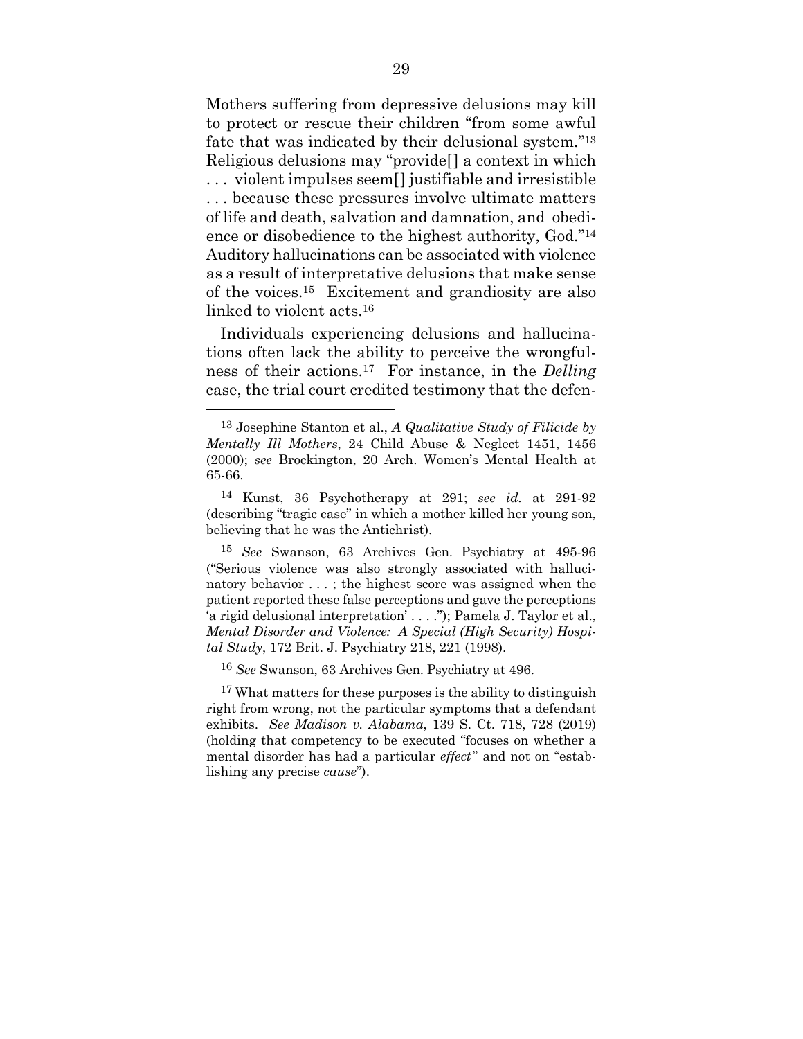Mothers suffering from depressive delusions may kill to protect or rescue their children "from some awful fate that was indicated by their delusional system."[13] Religious delusions may "provide[] a context in which . . . violent impulses seem[] justifiable and irresistible . . . because these pressures involve ultimate matters of life and death, salvation and damnation, and obedience or disobedience to the highest authority, God."[14] Auditory hallucinations can be associated with violence as a result of interpretative delusions that make sense of the voices.[15] Excitement and grandiosity are also linked to violent acts.[16]

Individuals experiencing delusions and hallucinations often lack the ability to perceive the wrongfulness of their actions.[17] For instance, in the *Delling* case, the trial court credited testimony that the defen-

---

[13] Josephine Stanton et al., *A Qualitative Study of Filicide by Mentally Ill Mothers*, 24 Child Abuse & Neglect 1451, 1456 (2000); *see* Brockington, 20 Arch. Women's Mental Health at 65-66.

[14] Kunst, 36 Psychotherapy at 291; *see id.* at 291-92 (describing "tragic case" in which a mother killed her young son, believing that he was the Antichrist).

[15] *See* Swanson, 63 Archives Gen. Psychiatry at 495-96 ("Serious violence was also strongly associated with hallucinatory behavior . . . ; the highest score was assigned when the patient reported these false perceptions and gave the perceptions 'a rigid delusional interpretation' . . . ."); Pamela J. Taylor et al., *Mental Disorder and Violence: A Special (High Security) Hospital Study*, 172 Brit. J. Psychiatry 218, 221 (1998).

[16] *See* Swanson, 63 Archives Gen. Psychiatry at 496.

[17] What matters for these purposes is the ability to distinguish right from wrong, not the particular symptoms that a defendant exhibits. *See Madison v. Alabama*, 139 S. Ct. 718, 728 (2019) (holding that competency to be executed "focuses on whether a mental disorder has had a particular *effect*" and not on "establishing any precise *cause*").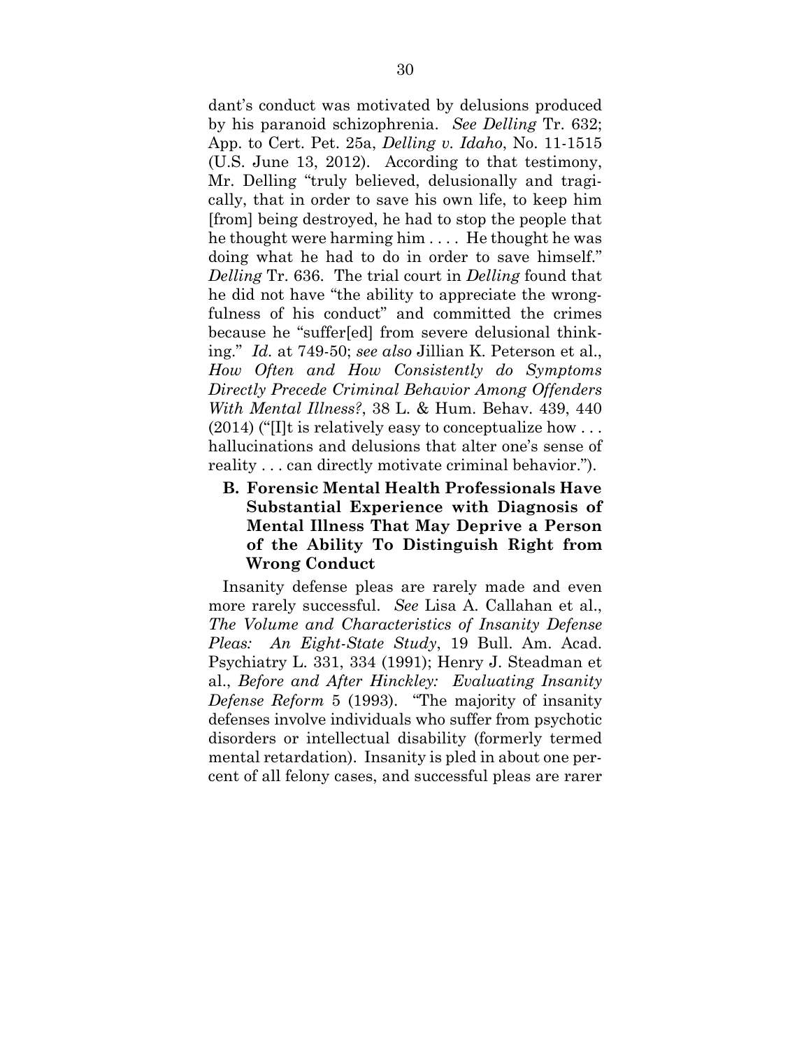dant's conduct was motivated by delusions produced by his paranoid schizophrenia. *See Delling* Tr. 632; App. to Cert. Pet. 25a, *Delling v. Idaho*, No. 11-1515 (U.S. June 13, 2012). According to that testimony, Mr. Delling "truly believed, delusionally and tragically, that in order to save his own life, to keep him [from] being destroyed, he had to stop the people that he thought were harming him . . . . He thought he was doing what he had to do in order to save himself." *Delling* Tr. 636. The trial court in *Delling* found that he did not have "the ability to appreciate the wrongfulness of his conduct" and committed the crimes because he "suffer[ed] from severe delusional thinking." *Id.* at 749-50; *see also* Jillian K. Peterson et al., *How Often and How Consistently do Symptoms Directly Precede Criminal Behavior Among Offenders With Mental Illness?*, 38 L. & Hum. Behav. 439, 440 (2014) ("[I]t is relatively easy to conceptualize how . . . hallucinations and delusions that alter one's sense of reality . . . can directly motivate criminal behavior.").

### B. Forensic Mental Health Professionals Have Substantial Experience with Diagnosis of Mental Illness That May Deprive a Person of the Ability To Distinguish Right from Wrong Conduct

Insanity defense pleas are rarely made and even more rarely successful. *See* Lisa A. Callahan et al., *The Volume and Characteristics of Insanity Defense Pleas: An Eight-State Study*, 19 Bull. Am. Acad. Psychiatry L. 331, 334 (1991); Henry J. Steadman et al., *Before and After Hinckley: Evaluating Insanity Defense Reform* 5 (1993). "The majority of insanity defenses involve individuals who suffer from psychotic disorders or intellectual disability (formerly termed mental retardation). Insanity is pled in about one percent of all felony cases, and successful pleas are rarer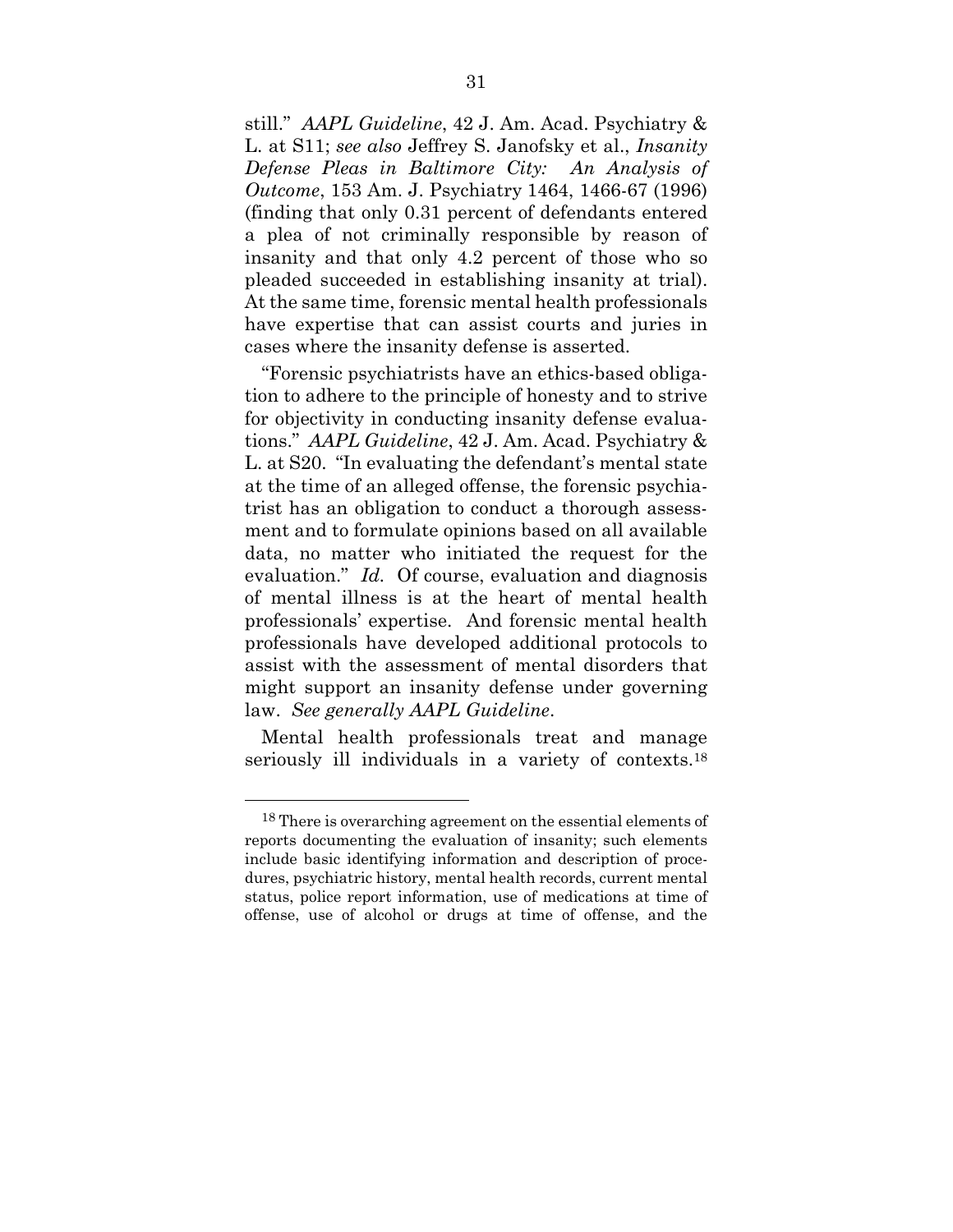still." *AAPL Guideline*, 42 J. Am. Acad. Psychiatry & L. at S11; *see also* Jeffrey S. Janofsky et al., *Insanity Defense Pleas in Baltimore City: An Analysis of Outcome*, 153 Am. J. Psychiatry 1464, 1466-67 (1996) (finding that only 0.31 percent of defendants entered a plea of not criminally responsible by reason of insanity and that only 4.2 percent of those who so pleaded succeeded in establishing insanity at trial). At the same time, forensic mental health professionals have expertise that can assist courts and juries in cases where the insanity defense is asserted.

"Forensic psychiatrists have an ethics-based obligation to adhere to the principle of honesty and to strive for objectivity in conducting insanity defense evaluations." *AAPL Guideline*, 42 J. Am. Acad. Psychiatry & L. at S20. "In evaluating the defendant's mental state at the time of an alleged offense, the forensic psychiatrist has an obligation to conduct a thorough assessment and to formulate opinions based on all available data, no matter who initiated the request for the evaluation." *Id.* Of course, evaluation and diagnosis of mental illness is at the heart of mental health professionals' expertise. And forensic mental health professionals have developed additional protocols to assist with the assessment of mental disorders that might support an insanity defense under governing law. *See generally AAPL Guideline*.

Mental health professionals treat and manage seriously ill individuals in a variety of contexts.[18]

---

[18] There is overarching agreement on the essential elements of reports documenting the evaluation of insanity; such elements include basic identifying information and description of procedures, psychiatric history, mental health records, current mental status, police report information, use of medications at time of offense, use of alcohol or drugs at time of offense, and the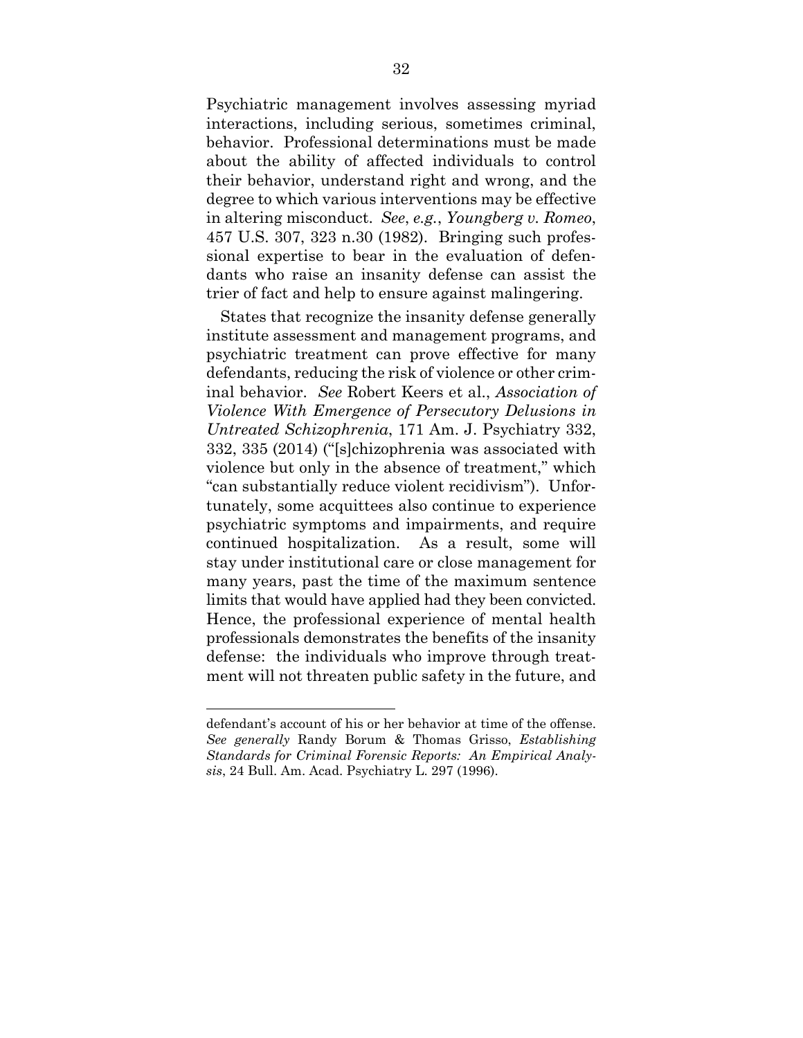Psychiatric management involves assessing myriad interactions, including serious, sometimes criminal, behavior. Professional determinations must be made about the ability of affected individuals to control their behavior, understand right and wrong, and the degree to which various interventions may be effective in altering misconduct. *See*, *e.g.*, *Youngberg v. Romeo*, 457 U.S. 307, 323 n.30 (1982). Bringing such professional expertise to bear in the evaluation of defendants who raise an insanity defense can assist the trier of fact and help to ensure against malingering.

States that recognize the insanity defense generally institute assessment and management programs, and psychiatric treatment can prove effective for many defendants, reducing the risk of violence or other criminal behavior. *See* Robert Keers et al., *Association of Violence With Emergence of Persecutory Delusions in Untreated Schizophrenia*, 171 Am. J. Psychiatry 332, 332, 335 (2014) ("[s]chizophrenia was associated with violence but only in the absence of treatment," which "can substantially reduce violent recidivism"). Unfortunately, some acquittees also continue to experience psychiatric symptoms and impairments, and require continued hospitalization. As a result, some will stay under institutional care or close management for many years, past the time of the maximum sentence limits that would have applied had they been convicted. Hence, the professional experience of mental health professionals demonstrates the benefits of the insanity defense: the individuals who improve through treatment will not threaten public safety in the future, and

---

defendant's account of his or her behavior at time of the offense. *See generally* Randy Borum & Thomas Grisso, *Establishing Standards for Criminal Forensic Reports: An Empirical Analysis*, 24 Bull. Am. Acad. Psychiatry L. 297 (1996).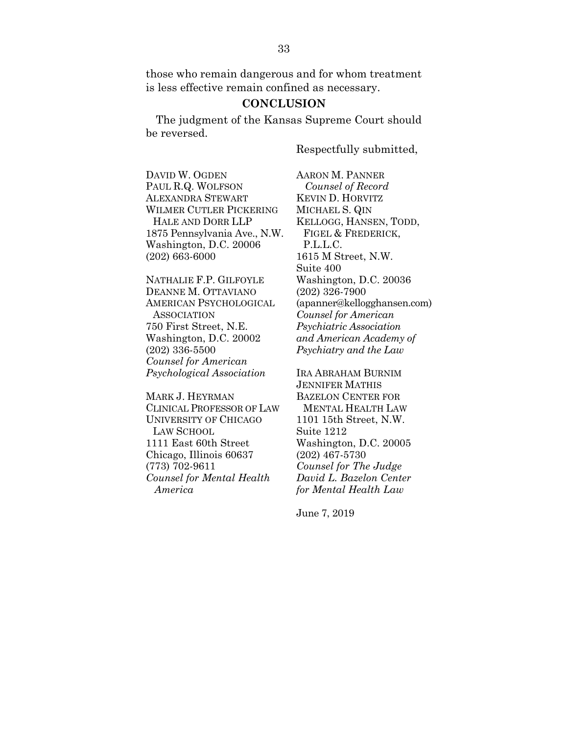those who remain dangerous and for whom treatment is less effective remain confined as necessary.

## CONCLUSION

The judgment of the Kansas Supreme Court should be reversed.

Respectfully submitted,

DAVID W. OGDEN
PAUL R.Q. WOLFSON
ALEXANDRA STEWART
WILMER CUTLER PICKERING
HALE AND DORR LLP
1875 Pennsylvania Ave., N.W.
Washington, D.C. 20006
(202) 663-6000

NATHALIE F.P. GILFOYLE
DEANNE M. OTTAVIANO
AMERICAN PSYCHOLOGICAL
ASSOCIATION
750 First Street, N.E.
Washington, D.C. 20002
(202) 336-5500
*Counsel for American Psychological Association*

MARK J. HEYRMAN
CLINICAL PROFESSOR OF LAW
UNIVERSITY OF CHICAGO
LAW SCHOOL
1111 East 60th Street
Chicago, Illinois 60637
(773) 702-9611
*Counsel for Mental Health America*

AARON M. PANNER
*Counsel of Record*
KEVIN D. HORVITZ
MICHAEL S. QIN
KELLOGG, HANSEN, TODD,
FIGEL & FREDERICK,
P.L.L.C.
1615 M Street, N.W.
Suite 400
Washington, D.C. 20036
(202) 326-7900
(apanner@kellogghansen.com)
*Counsel for American Psychiatric Association and American Academy of Psychiatry and the Law*

IRA ABRAHAM BURNIM
JENNIFER MATHIS
BAZELON CENTER FOR
MENTAL HEALTH LAW
1101 15th Street, N.W.
Suite 1212
Washington, D.C. 20005
(202) 467-5730
*Counsel for The Judge David L. Bazelon Center for Mental Health Law*

June 7, 2019